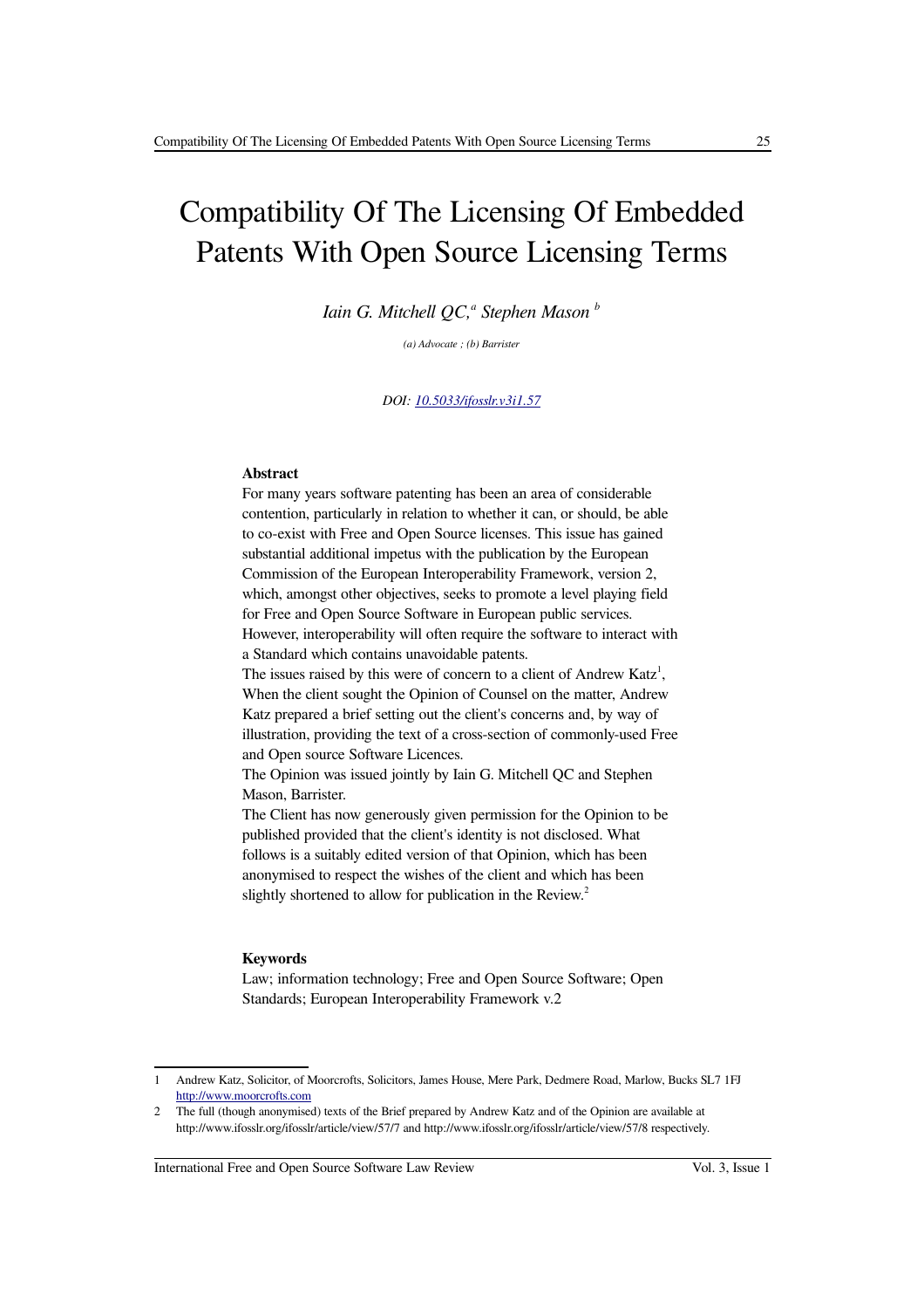# Compatibility Of The Licensing Of Embedded Patents With Open Source Licensing Terms

*Iain G. Mitchell QC,*[a] *Stephen Mason* [b]

*(a) Advocate ; (b) Barrister*

*DOI: 10.5033/ifosslr.v3i1.57*

**Abstract**

For many years software patenting has been an area of considerable contention, particularly in relation to whether it can, or should, be able to co-exist with Free and Open Source licenses. This issue has gained substantial additional impetus with the publication by the European Commission of the European Interoperability Framework, version 2, which, amongst other objectives, seeks to promote a level playing field for Free and Open Source Software in European public services. However, interoperability will often require the software to interact with a Standard which contains unavoidable patents.

The issues raised by this were of concern to a client of Andrew Katz[1], When the client sought the Opinion of Counsel on the matter, Andrew Katz prepared a brief setting out the client's concerns and, by way of illustration, providing the text of a cross-section of commonly-used Free and Open source Software Licences.

The Opinion was issued jointly by Iain G. Mitchell QC and Stephen Mason, Barrister.

The Client has now generously given permission for the Opinion to be published provided that the client's identity is not disclosed. What follows is a suitably edited version of that Opinion, which has been anonymised to respect the wishes of the client and which has been slightly shortened to allow for publication in the Review.[2]

**Keywords**

Law; information technology; Free and Open Source Software; Open Standards; European Interoperability Framework v.2

---

1 Andrew Katz, Solicitor, of Moorcrofts, Solicitors, James House, Mere Park, Dedmere Road, Marlow, Bucks SL7 1FJ http://www.moorcrofts.com

2 The full (though anonymised) texts of the Brief prepared by Andrew Katz and of the Opinion are available at http://www.ifosslr.org/ifosslr/article/view/57/7 and http://www.ifosslr.org/ifosslr/article/view/57/8 respectively.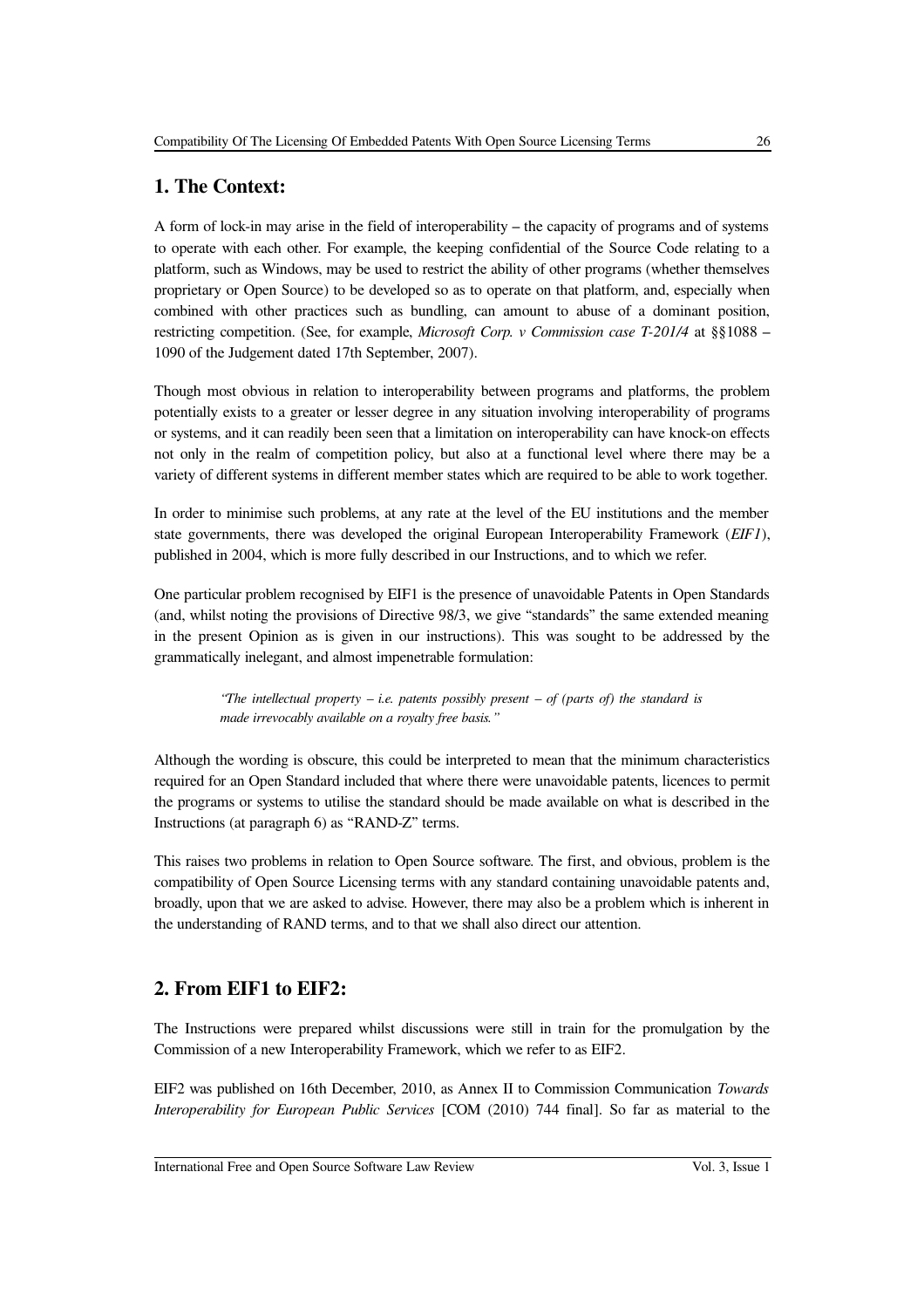## 1. The Context:

A form of lock-in may arise in the field of interoperability – the capacity of programs and of systems to operate with each other. For example, the keeping confidential of the Source Code relating to a platform, such as Windows, may be used to restrict the ability of other programs (whether themselves proprietary or Open Source) to be developed so as to operate on that platform, and, especially when combined with other practices such as bundling, can amount to abuse of a dominant position, restricting competition. (See, for example, *Microsoft Corp. v Commission case T-201/4* at §§1088 – 1090 of the Judgement dated 17th September, 2007).

Though most obvious in relation to interoperability between programs and platforms, the problem potentially exists to a greater or lesser degree in any situation involving interoperability of programs or systems, and it can readily been seen that a limitation on interoperability can have knock-on effects not only in the realm of competition policy, but also at a functional level where there may be a variety of different systems in different member states which are required to be able to work together.

In order to minimise such problems, at any rate at the level of the EU institutions and the member state governments, there was developed the original European Interoperability Framework (*EIF1*), published in 2004, which is more fully described in our Instructions, and to which we refer.

One particular problem recognised by EIF1 is the presence of unavoidable Patents in Open Standards (and, whilst noting the provisions of Directive 98/3, we give "standards" the same extended meaning in the present Opinion as is given in our instructions). This was sought to be addressed by the grammatically inelegant, and almost impenetrable formulation:

> *"The intellectual property – i.e. patents possibly present – of (parts of) the standard is made irrevocably available on a royalty free basis."*

Although the wording is obscure, this could be interpreted to mean that the minimum characteristics required for an Open Standard included that where there were unavoidable patents, licences to permit the programs or systems to utilise the standard should be made available on what is described in the Instructions (at paragraph 6) as "RAND-Z" terms.

This raises two problems in relation to Open Source software. The first, and obvious, problem is the compatibility of Open Source Licensing terms with any standard containing unavoidable patents and, broadly, upon that we are asked to advise. However, there may also be a problem which is inherent in the understanding of RAND terms, and to that we shall also direct our attention.

## 2. From EIF1 to EIF2:

The Instructions were prepared whilst discussions were still in train for the promulgation by the Commission of a new Interoperability Framework, which we refer to as EIF2.

EIF2 was published on 16th December, 2010, as Annex II to Commission Communication *Towards Interoperability for European Public Services* [COM (2010) 744 final]. So far as material to the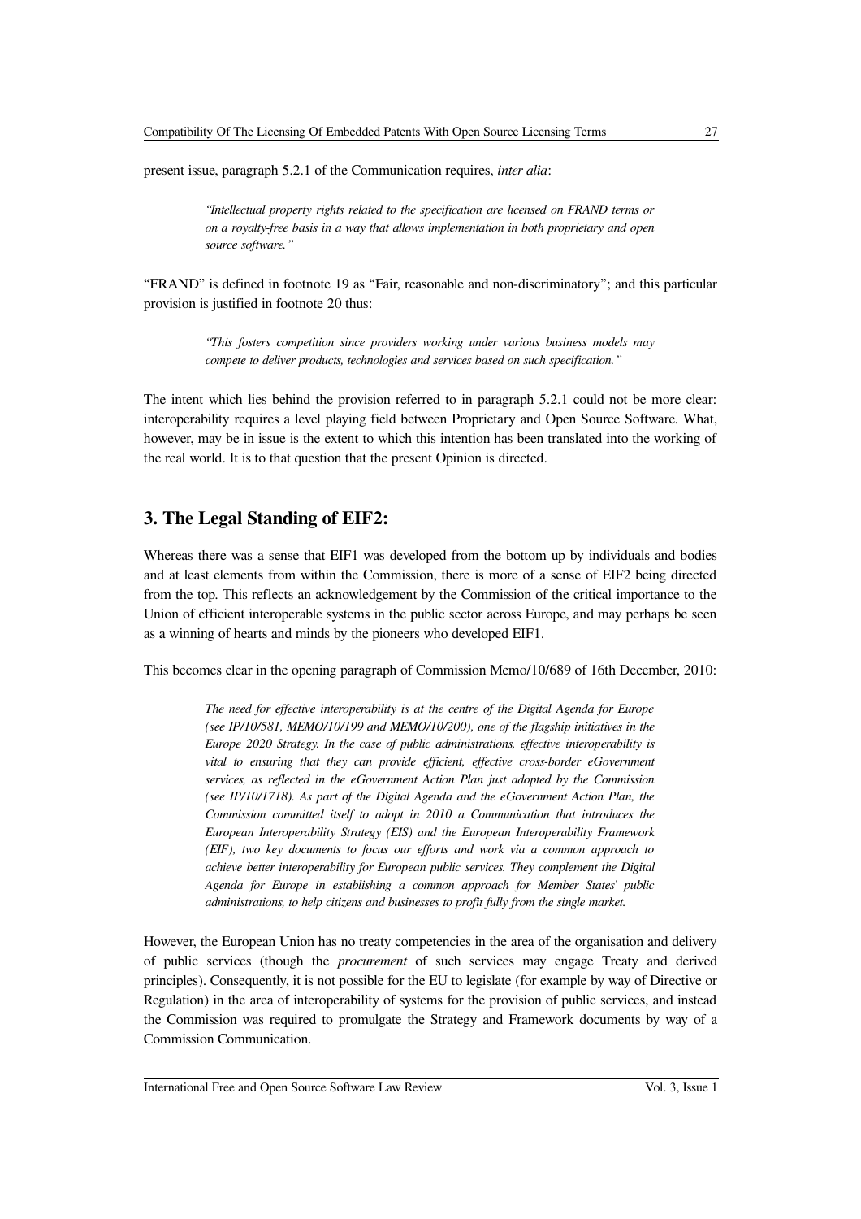present issue, paragraph 5.2.1 of the Communication requires, *inter alia*:

> *"Intellectual property rights related to the specification are licensed on FRAND terms or on a royalty-free basis in a way that allows implementation in both proprietary and open source software."*

"FRAND" is defined in footnote 19 as "Fair, reasonable and non-discriminatory"; and this particular provision is justified in footnote 20 thus:

> *"This fosters competition since providers working under various business models may compete to deliver products, technologies and services based on such specification."*

The intent which lies behind the provision referred to in paragraph 5.2.1 could not be more clear: interoperability requires a level playing field between Proprietary and Open Source Software. What, however, may be in issue is the extent to which this intention has been translated into the working of the real world. It is to that question that the present Opinion is directed.

## 3. The Legal Standing of EIF2:

Whereas there was a sense that EIF1 was developed from the bottom up by individuals and bodies and at least elements from within the Commission, there is more of a sense of EIF2 being directed from the top. This reflects an acknowledgement by the Commission of the critical importance to the Union of efficient interoperable systems in the public sector across Europe, and may perhaps be seen as a winning of hearts and minds by the pioneers who developed EIF1.

This becomes clear in the opening paragraph of Commission Memo/10/689 of 16th December, 2010:

> *The need for effective interoperability is at the centre of the Digital Agenda for Europe (see IP/10/581, MEMO/10/199 and MEMO/10/200), one of the flagship initiatives in the Europe 2020 Strategy. In the case of public administrations, effective interoperability is vital to ensuring that they can provide efficient, effective cross-border eGovernment services, as reflected in the eGovernment Action Plan just adopted by the Commission (see IP/10/1718). As part of the Digital Agenda and the eGovernment Action Plan, the Commission committed itself to adopt in 2010 a Communication that introduces the European Interoperability Strategy (EIS) and the European Interoperability Framework (EIF), two key documents to focus our efforts and work via a common approach to achieve better interoperability for European public services. They complement the Digital Agenda for Europe in establishing a common approach for Member States' public administrations, to help citizens and businesses to profit fully from the single market.*

However, the European Union has no treaty competencies in the area of the organisation and delivery of public services (though the *procurement* of such services may engage Treaty and derived principles). Consequently, it is not possible for the EU to legislate (for example by way of Directive or Regulation) in the area of interoperability of systems for the provision of public services, and instead the Commission was required to promulgate the Strategy and Framework documents by way of a Commission Communication.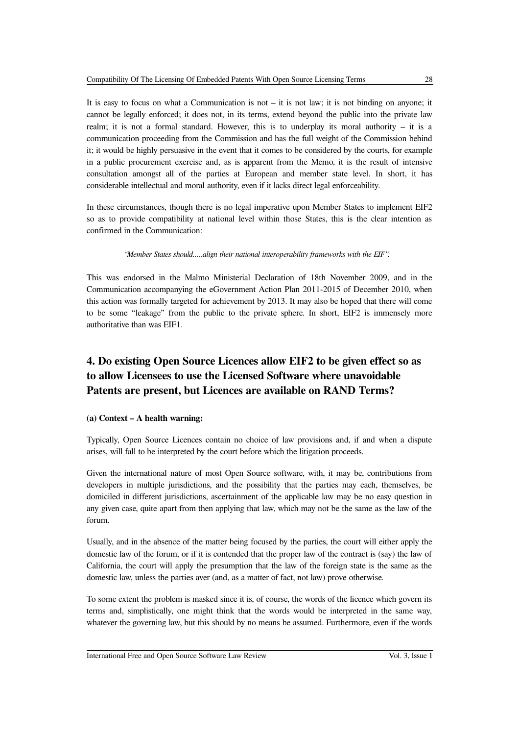It is easy to focus on what a Communication is not – it is not law; it is not binding on anyone; it cannot be legally enforced; it does not, in its terms, extend beyond the public into the private law realm; it is not a formal standard. However, this is to underplay its moral authority – it is a communication proceeding from the Commission and has the full weight of the Commission behind it; it would be highly persuasive in the event that it comes to be considered by the courts, for example in a public procurement exercise and, as is apparent from the Memo, it is the result of intensive consultation amongst all of the parties at European and member state level. In short, it has considerable intellectual and moral authority, even if it lacks direct legal enforceability.

In these circumstances, though there is no legal imperative upon Member States to implement EIF2 so as to provide compatibility at national level within those States, this is the clear intention as confirmed in the Communication:

> *"Member States should.....align their national interoperability frameworks with the EIF".*

This was endorsed in the Malmo Ministerial Declaration of 18th November 2009, and in the Communication accompanying the eGovernment Action Plan 2011-2015 of December 2010, when this action was formally targeted for achievement by 2013. It may also be hoped that there will come to be some "leakage" from the public to the private sphere. In short, EIF2 is immensely more authoritative than was EIF1.

## 4. Do existing Open Source Licences allow EIF2 to be given effect so as to allow Licensees to use the Licensed Software where unavoidable Patents are present, but Licences are available on RAND Terms?

### (a) Context – A health warning:

Typically, Open Source Licences contain no choice of law provisions and, if and when a dispute arises, will fall to be interpreted by the court before which the litigation proceeds.

Given the international nature of most Open Source software, with, it may be, contributions from developers in multiple jurisdictions, and the possibility that the parties may each, themselves, be domiciled in different jurisdictions, ascertainment of the applicable law may be no easy question in any given case, quite apart from then applying that law, which may not be the same as the law of the forum.

Usually, and in the absence of the matter being focused by the parties, the court will either apply the domestic law of the forum, or if it is contended that the proper law of the contract is (say) the law of California, the court will apply the presumption that the law of the foreign state is the same as the domestic law, unless the parties aver (and, as a matter of fact, not law) prove otherwise.

To some extent the problem is masked since it is, of course, the words of the licence which govern its terms and, simplistically, one might think that the words would be interpreted in the same way, whatever the governing law, but this should by no means be assumed. Furthermore, even if the words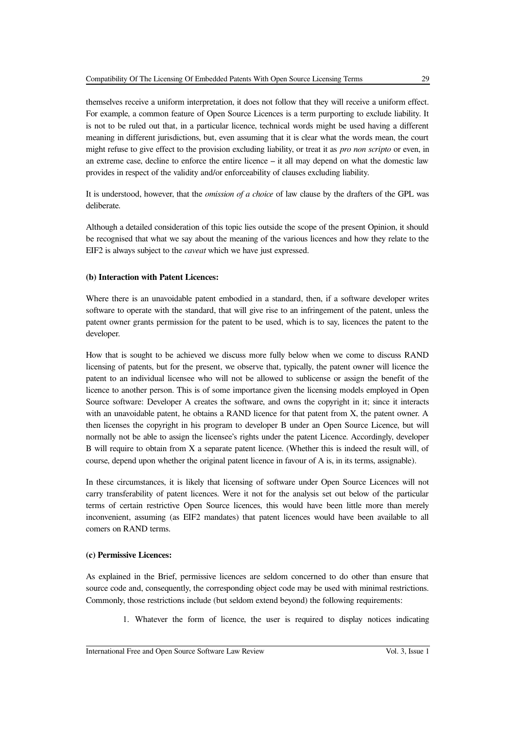themselves receive a uniform interpretation, it does not follow that they will receive a uniform effect. For example, a common feature of Open Source Licences is a term purporting to exclude liability. It is not to be ruled out that, in a particular licence, technical words might be used having a different meaning in different jurisdictions, but, even assuming that it is clear what the words mean, the court might refuse to give effect to the provision excluding liability, or treat it as *pro non scripto* or even, in an extreme case, decline to enforce the entire licence – it all may depend on what the domestic law provides in respect of the validity and/or enforceability of clauses excluding liability.

It is understood, however, that the *omission of a choice* of law clause by the drafters of the GPL was deliberate.

Although a detailed consideration of this topic lies outside the scope of the present Opinion, it should be recognised that what we say about the meaning of the various licences and how they relate to the EIF2 is always subject to the *caveat* which we have just expressed.

**(b) Interaction with Patent Licences:**

Where there is an unavoidable patent embodied in a standard, then, if a software developer writes software to operate with the standard, that will give rise to an infringement of the patent, unless the patent owner grants permission for the patent to be used, which is to say, licences the patent to the developer.

How that is sought to be achieved we discuss more fully below when we come to discuss RAND licensing of patents, but for the present, we observe that, typically, the patent owner will licence the patent to an individual licensee who will not be allowed to sublicense or assign the benefit of the licence to another person. This is of some importance given the licensing models employed in Open Source software: Developer A creates the software, and owns the copyright in it; since it interacts with an unavoidable patent, he obtains a RAND licence for that patent from X, the patent owner. A then licenses the copyright in his program to developer B under an Open Source Licence, but will normally not be able to assign the licensee's rights under the patent Licence. Accordingly, developer B will require to obtain from X a separate patent licence. (Whether this is indeed the result will, of course, depend upon whether the original patent licence in favour of A is, in its terms, assignable).

In these circumstances, it is likely that licensing of software under Open Source Licences will not carry transferability of patent licences. Were it not for the analysis set out below of the particular terms of certain restrictive Open Source licences, this would have been little more than merely inconvenient, assuming (as EIF2 mandates) that patent licences would have been available to all comers on RAND terms.

**(c) Permissive Licences:**

As explained in the Brief, permissive licences are seldom concerned to do other than ensure that source code and, consequently, the corresponding object code may be used with minimal restrictions. Commonly, those restrictions include (but seldom extend beyond) the following requirements:

1. Whatever the form of licence, the user is required to display notices indicating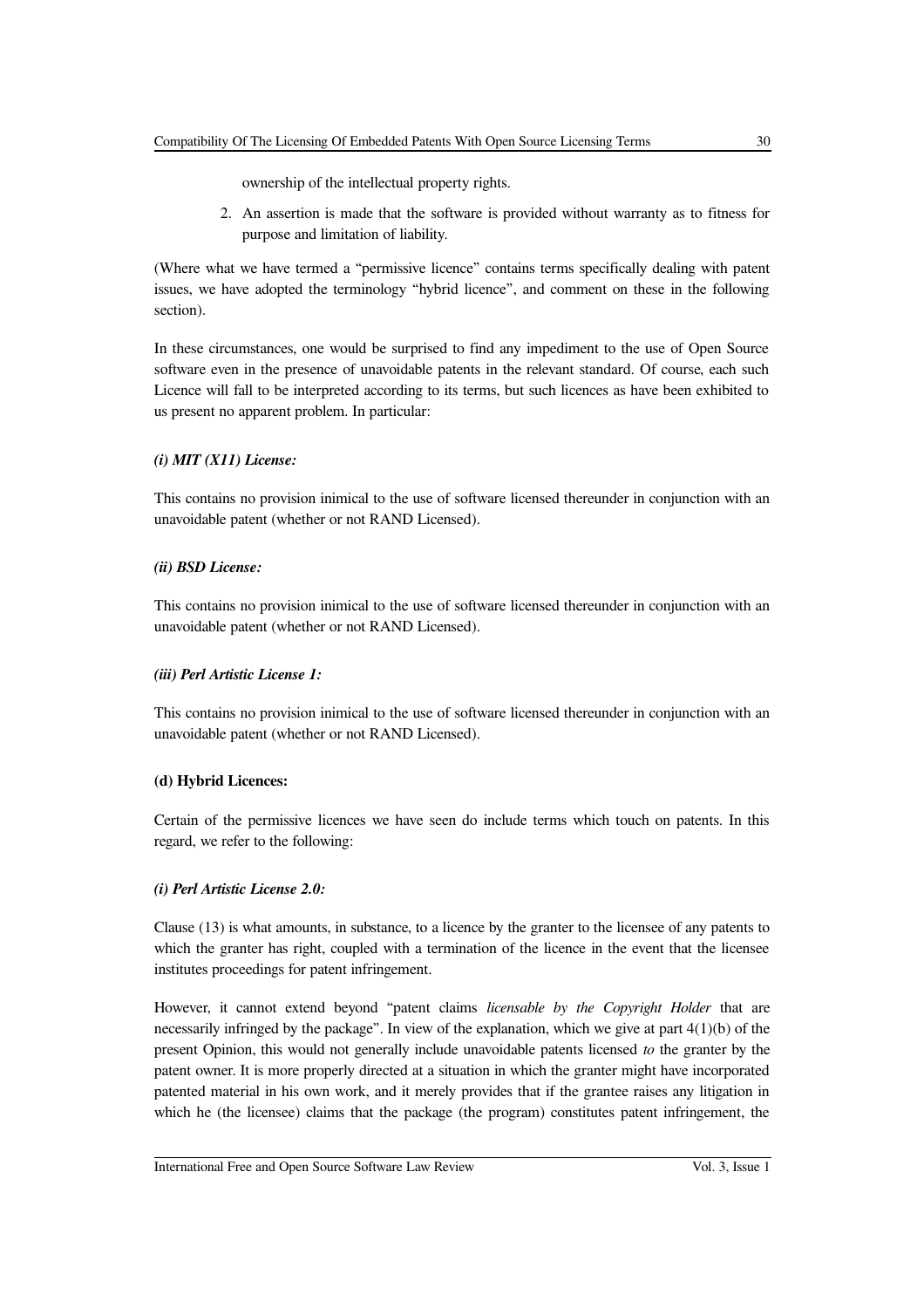ownership of the intellectual property rights.

2. An assertion is made that the software is provided without warranty as to fitness for purpose and limitation of liability.

(Where what we have termed a "permissive licence" contains terms specifically dealing with patent issues, we have adopted the terminology "hybrid licence", and comment on these in the following section).

In these circumstances, one would be surprised to find any impediment to the use of Open Source software even in the presence of unavoidable patents in the relevant standard. Of course, each such Licence will fall to be interpreted according to its terms, but such licences as have been exhibited to us present no apparent problem. In particular:

***(i) MIT (X11) License:***

This contains no provision inimical to the use of software licensed thereunder in conjunction with an unavoidable patent (whether or not RAND Licensed).

***(ii) BSD License:***

This contains no provision inimical to the use of software licensed thereunder in conjunction with an unavoidable patent (whether or not RAND Licensed).

***(iii) Perl Artistic License 1:***

This contains no provision inimical to the use of software licensed thereunder in conjunction with an unavoidable patent (whether or not RAND Licensed).

**(d) Hybrid Licences:**

Certain of the permissive licences we have seen do include terms which touch on patents. In this regard, we refer to the following:

***(i) Perl Artistic License 2.0:***

Clause (13) is what amounts, in substance, to a licence by the granter to the licensee of any patents to which the granter has right, coupled with a termination of the licence in the event that the licensee institutes proceedings for patent infringement.

However, it cannot extend beyond "patent claims *licensable by the Copyright Holder* that are necessarily infringed by the package". In view of the explanation, which we give at part 4(1)(b) of the present Opinion, this would not generally include unavoidable patents licensed *to* the granter by the patent owner. It is more properly directed at a situation in which the granter might have incorporated patented material in his own work, and it merely provides that if the grantee raises any litigation in which he (the licensee) claims that the package (the program) constitutes patent infringement, the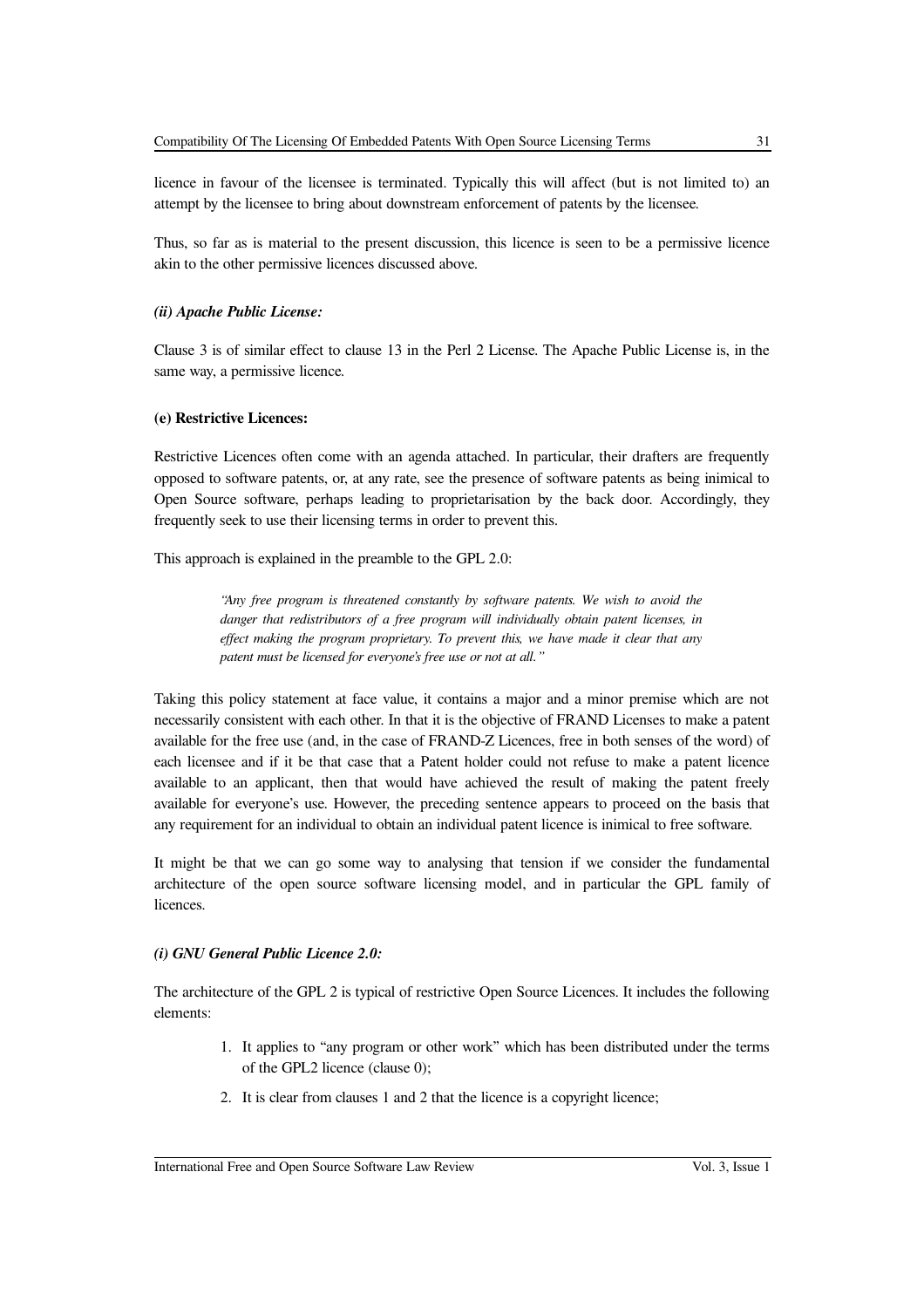licence in favour of the licensee is terminated. Typically this will affect (but is not limited to) an attempt by the licensee to bring about downstream enforcement of patents by the licensee.

Thus, so far as is material to the present discussion, this licence is seen to be a permissive licence akin to the other permissive licences discussed above.

#### *(ii) Apache Public License:*

Clause 3 is of similar effect to clause 13 in the Perl 2 License. The Apache Public License is, in the same way, a permissive licence.

### (e) Restrictive Licences:

Restrictive Licences often come with an agenda attached. In particular, their drafters are frequently opposed to software patents, or, at any rate, see the presence of software patents as being inimical to Open Source software, perhaps leading to proprietarisation by the back door. Accordingly, they frequently seek to use their licensing terms in order to prevent this.

This approach is explained in the preamble to the GPL 2.0:

> *"Any free program is threatened constantly by software patents. We wish to avoid the danger that redistributors of a free program will individually obtain patent licenses, in effect making the program proprietary. To prevent this, we have made it clear that any patent must be licensed for everyone's free use or not at all."*

Taking this policy statement at face value, it contains a major and a minor premise which are not necessarily consistent with each other. In that it is the objective of FRAND Licenses to make a patent available for the free use (and, in the case of FRAND-Z Licences, free in both senses of the word) of each licensee and if it be that case that a Patent holder could not refuse to make a patent licence available to an applicant, then that would have achieved the result of making the patent freely available for everyone's use. However, the preceding sentence appears to proceed on the basis that any requirement for an individual to obtain an individual patent licence is inimical to free software.

It might be that we can go some way to analysing that tension if we consider the fundamental architecture of the open source software licensing model, and in particular the GPL family of licences.

#### *(i) GNU General Public Licence 2.0:*

The architecture of the GPL 2 is typical of restrictive Open Source Licences. It includes the following elements:

1. It applies to "any program or other work" which has been distributed under the terms of the GPL2 licence (clause 0);
2. It is clear from clauses 1 and 2 that the licence is a copyright licence;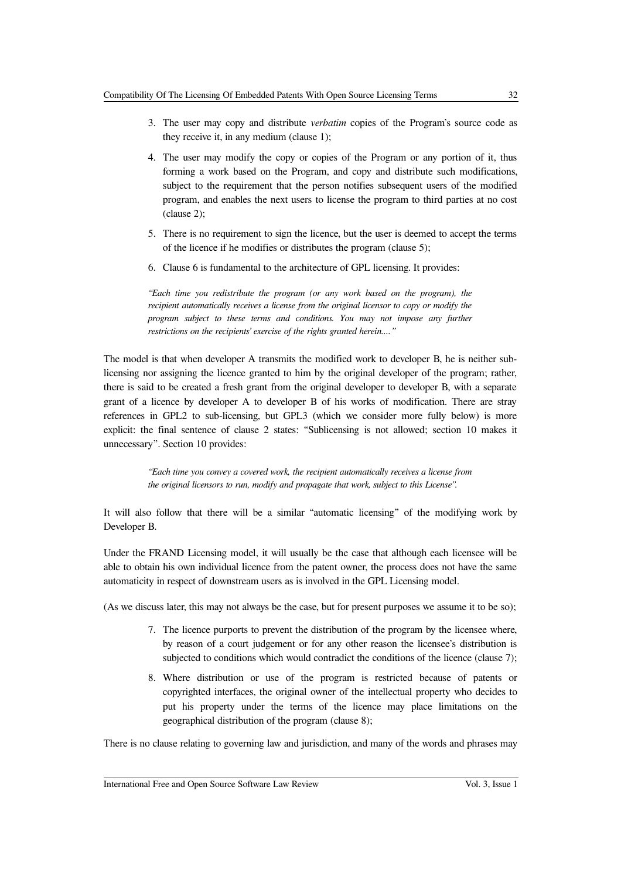3. The user may copy and distribute *verbatim* copies of the Program's source code as they receive it, in any medium (clause 1);

4. The user may modify the copy or copies of the Program or any portion of it, thus forming a work based on the Program, and copy and distribute such modifications, subject to the requirement that the person notifies subsequent users of the modified program, and enables the next users to license the program to third parties at no cost (clause 2);

5. There is no requirement to sign the licence, but the user is deemed to accept the terms of the licence if he modifies or distributes the program (clause 5);

6. Clause 6 is fundamental to the architecture of GPL licensing. It provides:

> *"Each time you redistribute the program (or any work based on the program), the recipient automatically receives a license from the original licensor to copy or modify the program subject to these terms and conditions. You may not impose any further restrictions on the recipients' exercise of the rights granted herein...."*

The model is that when developer A transmits the modified work to developer B, he is neither sub-licensing nor assigning the licence granted to him by the original developer of the program; rather, there is said to be created a fresh grant from the original developer to developer B, with a separate grant of a licence by developer A to developer B of his works of modification. There are stray references in GPL2 to sub-licensing, but GPL3 (which we consider more fully below) is more explicit: the final sentence of clause 2 states: "Sublicensing is not allowed; section 10 makes it unnecessary". Section 10 provides:

> *"Each time you convey a covered work, the recipient automatically receives a license from the original licensors to run, modify and propagate that work, subject to this License".*

It will also follow that there will be a similar "automatic licensing" of the modifying work by Developer B.

Under the FRAND Licensing model, it will usually be the case that although each licensee will be able to obtain his own individual licence from the patent owner, the process does not have the same automaticity in respect of downstream users as is involved in the GPL Licensing model.

(As we discuss later, this may not always be the case, but for present purposes we assume it to be so);

7. The licence purports to prevent the distribution of the program by the licensee where, by reason of a court judgement or for any other reason the licensee's distribution is subjected to conditions which would contradict the conditions of the licence (clause 7);

8. Where distribution or use of the program is restricted because of patents or copyrighted interfaces, the original owner of the intellectual property who decides to put his property under the terms of the licence may place limitations on the geographical distribution of the program (clause 8);

There is no clause relating to governing law and jurisdiction, and many of the words and phrases may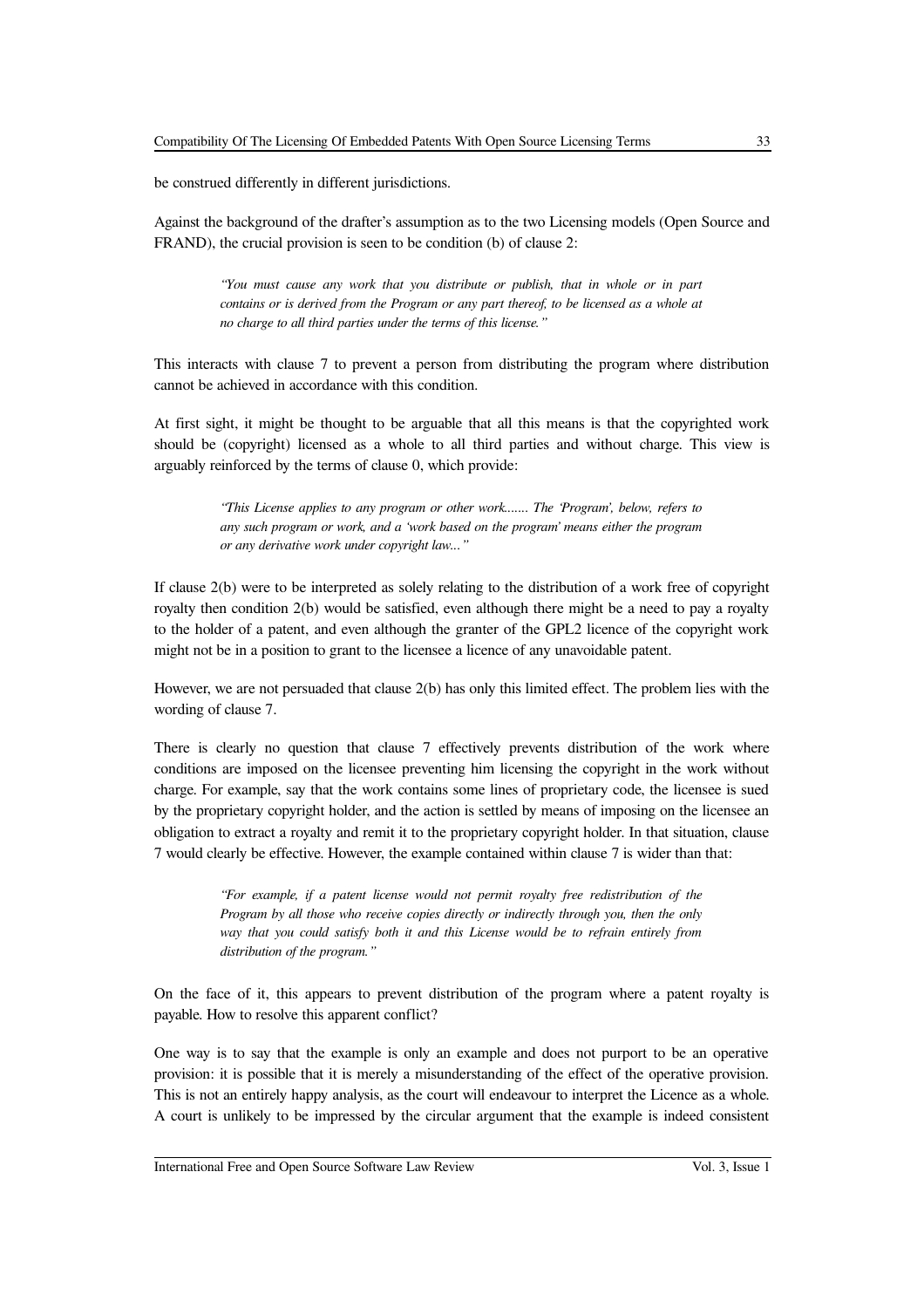be construed differently in different jurisdictions.

Against the background of the drafter's assumption as to the two Licensing models (Open Source and FRAND), the crucial provision is seen to be condition (b) of clause 2:

> *"You must cause any work that you distribute or publish, that in whole or in part contains or is derived from the Program or any part thereof, to be licensed as a whole at no charge to all third parties under the terms of this license."*

This interacts with clause 7 to prevent a person from distributing the program where distribution cannot be achieved in accordance with this condition.

At first sight, it might be thought to be arguable that all this means is that the copyrighted work should be (copyright) licensed as a whole to all third parties and without charge. This view is arguably reinforced by the terms of clause 0, which provide:

> *"This License applies to any program or other work....... The 'Program', below, refers to any such program or work, and a 'work based on the program' means either the program or any derivative work under copyright law..."*

If clause 2(b) were to be interpreted as solely relating to the distribution of a work free of copyright royalty then condition 2(b) would be satisfied, even although there might be a need to pay a royalty to the holder of a patent, and even although the granter of the GPL2 licence of the copyright work might not be in a position to grant to the licensee a licence of any unavoidable patent.

However, we are not persuaded that clause 2(b) has only this limited effect. The problem lies with the wording of clause 7.

There is clearly no question that clause 7 effectively prevents distribution of the work where conditions are imposed on the licensee preventing him licensing the copyright in the work without charge. For example, say that the work contains some lines of proprietary code, the licensee is sued by the proprietary copyright holder, and the action is settled by means of imposing on the licensee an obligation to extract a royalty and remit it to the proprietary copyright holder. In that situation, clause 7 would clearly be effective. However, the example contained within clause 7 is wider than that:

> *"For example, if a patent license would not permit royalty free redistribution of the Program by all those who receive copies directly or indirectly through you, then the only way that you could satisfy both it and this License would be to refrain entirely from distribution of the program."*

On the face of it, this appears to prevent distribution of the program where a patent royalty is payable. How to resolve this apparent conflict?

One way is to say that the example is only an example and does not purport to be an operative provision: it is possible that it is merely a misunderstanding of the effect of the operative provision. This is not an entirely happy analysis, as the court will endeavour to interpret the Licence as a whole. A court is unlikely to be impressed by the circular argument that the example is indeed consistent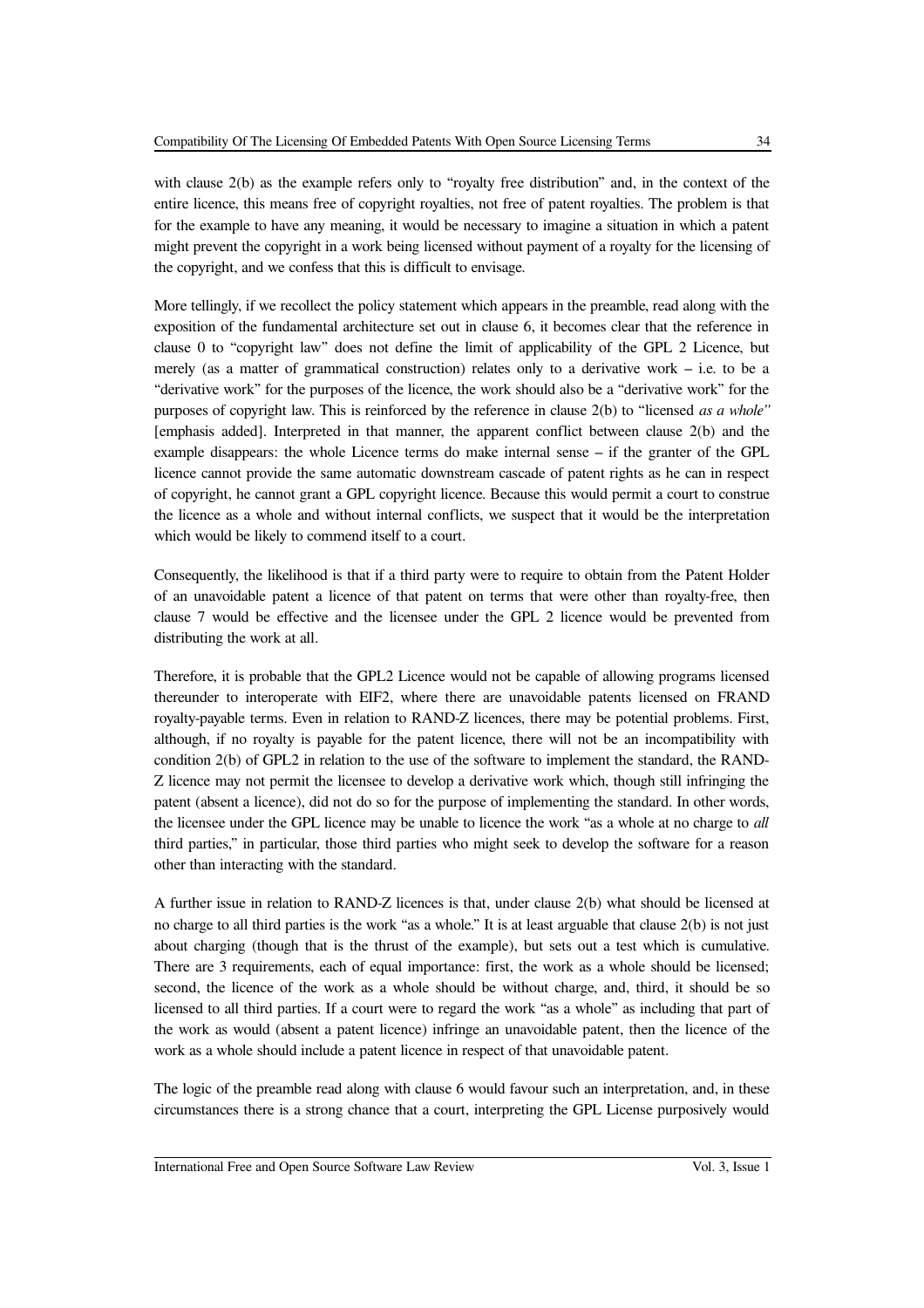with clause 2(b) as the example refers only to "royalty free distribution" and, in the context of the entire licence, this means free of copyright royalties, not free of patent royalties. The problem is that for the example to have any meaning, it would be necessary to imagine a situation in which a patent might prevent the copyright in a work being licensed without payment of a royalty for the licensing of the copyright, and we confess that this is difficult to envisage.

More tellingly, if we recollect the policy statement which appears in the preamble, read along with the exposition of the fundamental architecture set out in clause 6, it becomes clear that the reference in clause 0 to "copyright law" does not define the limit of applicability of the GPL 2 Licence, but merely (as a matter of grammatical construction) relates only to a derivative work – i.e. to be a "derivative work" for the purposes of the licence, the work should also be a "derivative work" for the purposes of copyright law. This is reinforced by the reference in clause 2(b) to "licensed *as a whole"* [emphasis added]. Interpreted in that manner, the apparent conflict between clause 2(b) and the example disappears: the whole Licence terms do make internal sense – if the granter of the GPL licence cannot provide the same automatic downstream cascade of patent rights as he can in respect of copyright, he cannot grant a GPL copyright licence. Because this would permit a court to construe the licence as a whole and without internal conflicts, we suspect that it would be the interpretation which would be likely to commend itself to a court.

Consequently, the likelihood is that if a third party were to require to obtain from the Patent Holder of an unavoidable patent a licence of that patent on terms that were other than royalty-free, then clause 7 would be effective and the licensee under the GPL 2 licence would be prevented from distributing the work at all.

Therefore, it is probable that the GPL2 Licence would not be capable of allowing programs licensed thereunder to interoperate with EIF2, where there are unavoidable patents licensed on FRAND royalty-payable terms. Even in relation to RAND-Z licences, there may be potential problems. First, although, if no royalty is payable for the patent licence, there will not be an incompatibility with condition 2(b) of GPL2 in relation to the use of the software to implement the standard, the RAND-Z licence may not permit the licensee to develop a derivative work which, though still infringing the patent (absent a licence), did not do so for the purpose of implementing the standard. In other words, the licensee under the GPL licence may be unable to licence the work "as a whole at no charge to *all* third parties," in particular, those third parties who might seek to develop the software for a reason other than interacting with the standard.

A further issue in relation to RAND-Z licences is that, under clause 2(b) what should be licensed at no charge to all third parties is the work "as a whole." It is at least arguable that clause 2(b) is not just about charging (though that is the thrust of the example), but sets out a test which is cumulative. There are 3 requirements, each of equal importance: first, the work as a whole should be licensed; second, the licence of the work as a whole should be without charge, and, third, it should be so licensed to all third parties. If a court were to regard the work "as a whole" as including that part of the work as would (absent a patent licence) infringe an unavoidable patent, then the licence of the work as a whole should include a patent licence in respect of that unavoidable patent.

The logic of the preamble read along with clause 6 would favour such an interpretation, and, in these circumstances there is a strong chance that a court, interpreting the GPL License purposively would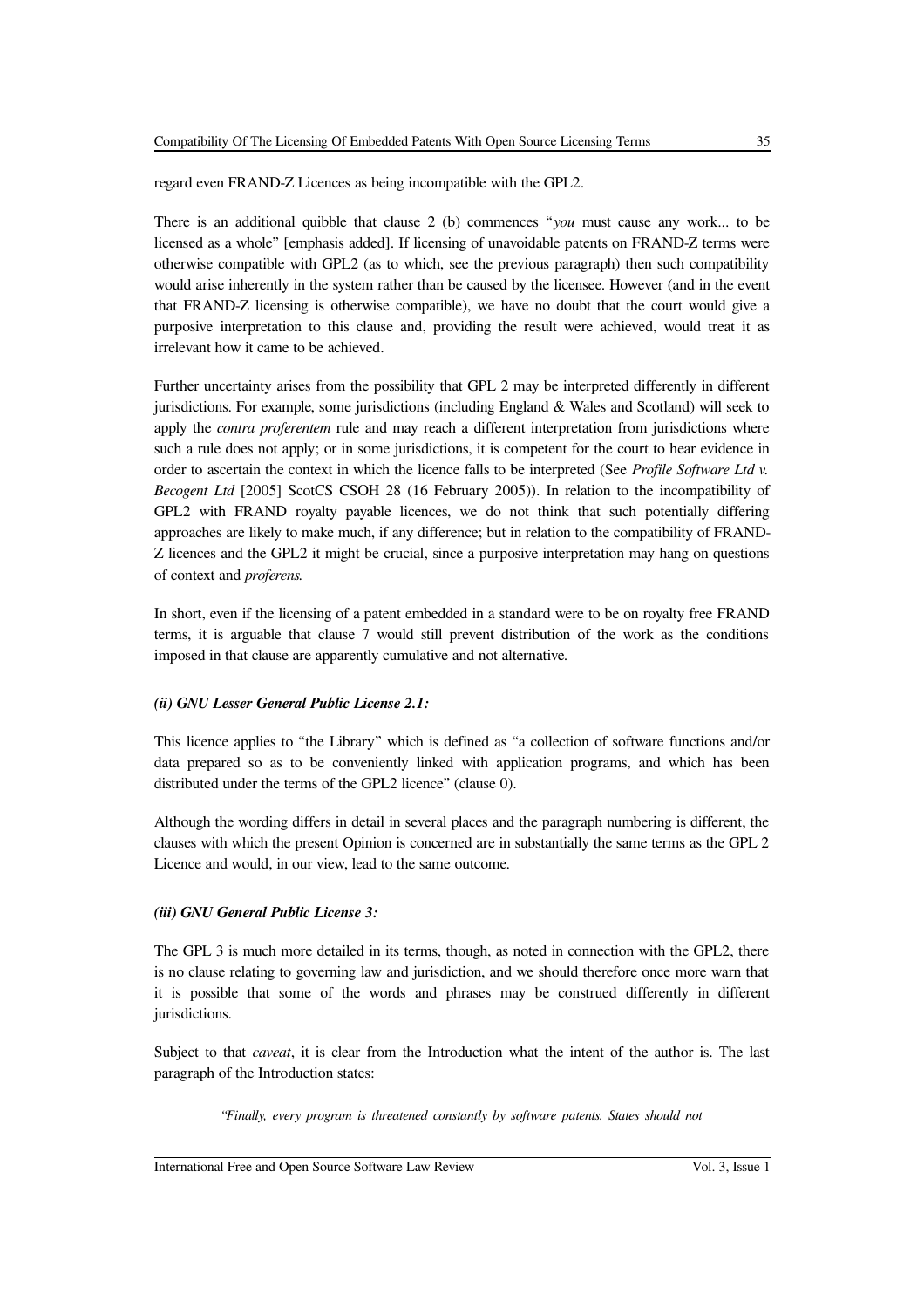regard even FRAND-Z Licences as being incompatible with the GPL2.

There is an additional quibble that clause 2 (b) commences "*you* must cause any work... to be licensed as a whole" [emphasis added]. If licensing of unavoidable patents on FRAND-Z terms were otherwise compatible with GPL2 (as to which, see the previous paragraph) then such compatibility would arise inherently in the system rather than be caused by the licensee. However (and in the event that FRAND-Z licensing is otherwise compatible), we have no doubt that the court would give a purposive interpretation to this clause and, providing the result were achieved, would treat it as irrelevant how it came to be achieved.

Further uncertainty arises from the possibility that GPL 2 may be interpreted differently in different jurisdictions. For example, some jurisdictions (including England & Wales and Scotland) will seek to apply the *contra proferentem* rule and may reach a different interpretation from jurisdictions where such a rule does not apply; or in some jurisdictions, it is competent for the court to hear evidence in order to ascertain the context in which the licence falls to be interpreted (See *Profile Software Ltd v. Becogent Ltd* [2005] ScotCS CSOH 28 (16 February 2005)). In relation to the incompatibility of GPL2 with FRAND royalty payable licences, we do not think that such potentially differing approaches are likely to make much, if any difference; but in relation to the compatibility of FRAND-Z licences and the GPL2 it might be crucial, since a purposive interpretation may hang on questions of context and *proferens.*

In short, even if the licensing of a patent embedded in a standard were to be on royalty free FRAND terms, it is arguable that clause 7 would still prevent distribution of the work as the conditions imposed in that clause are apparently cumulative and not alternative.

### *(ii) GNU Lesser General Public License 2.1:*

This licence applies to "the Library" which is defined as "a collection of software functions and/or data prepared so as to be conveniently linked with application programs, and which has been distributed under the terms of the GPL2 licence" (clause 0).

Although the wording differs in detail in several places and the paragraph numbering is different, the clauses with which the present Opinion is concerned are in substantially the same terms as the GPL 2 Licence and would, in our view, lead to the same outcome.

### *(iii) GNU General Public License 3:*

The GPL 3 is much more detailed in its terms, though, as noted in connection with the GPL2, there is no clause relating to governing law and jurisdiction, and we should therefore once more warn that it is possible that some of the words and phrases may be construed differently in different jurisdictions.

Subject to that *caveat*, it is clear from the Introduction what the intent of the author is. The last paragraph of the Introduction states:

> *"Finally, every program is threatened constantly by software patents. States should not*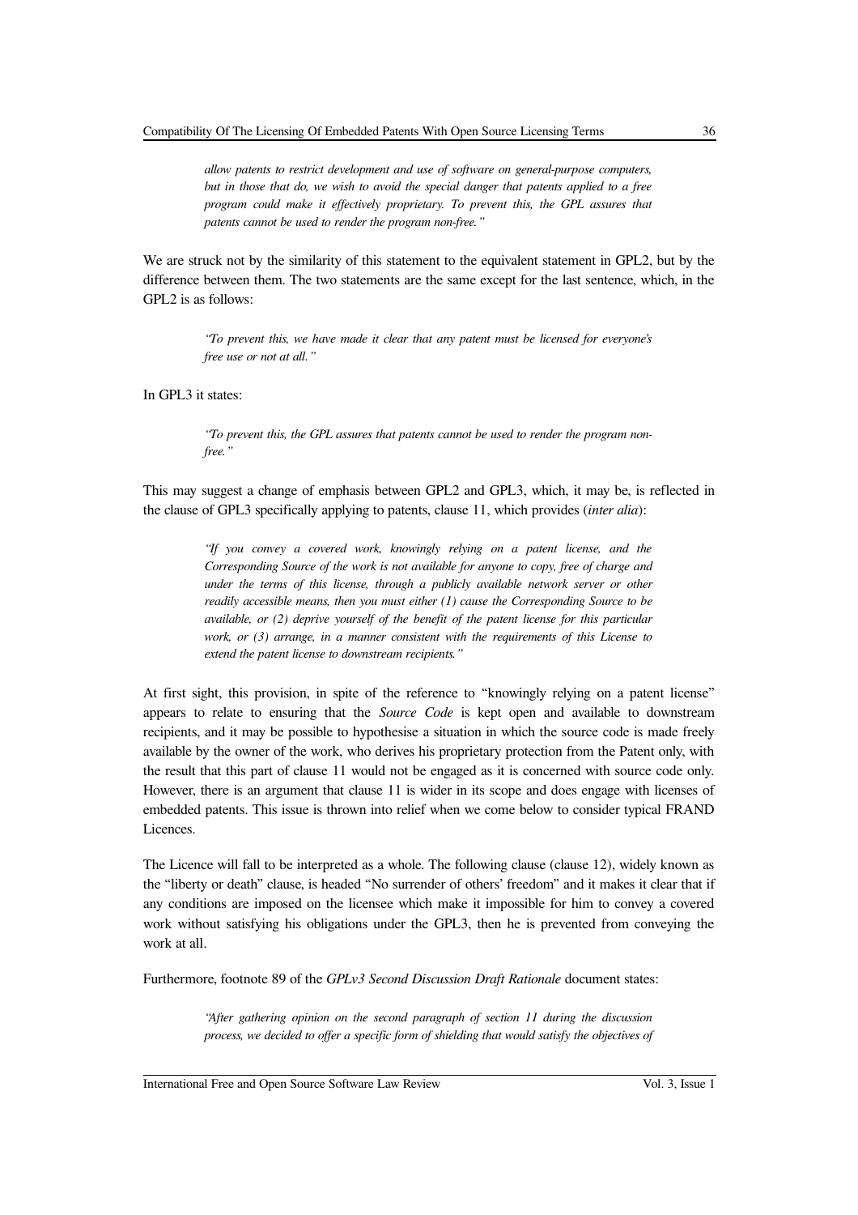> *allow patents to restrict development and use of software on general-purpose computers, but in those that do, we wish to avoid the special danger that patents applied to a free program could make it effectively proprietary. To prevent this, the GPL assures that patents cannot be used to render the program non-free."*

We are struck not by the similarity of this statement to the equivalent statement in GPL2, but by the difference between them. The two statements are the same except for the last sentence, which, in the GPL2 is as follows:

> *"To prevent this, we have made it clear that any patent must be licensed for everyone's free use or not at all."*

In GPL3 it states:

> *"To prevent this, the GPL assures that patents cannot be used to render the program non-free."*

This may suggest a change of emphasis between GPL2 and GPL3, which, it may be, is reflected in the clause of GPL3 specifically applying to patents, clause 11, which provides (*inter alia*):

> *"If you convey a covered work, knowingly relying on a patent license, and the Corresponding Source of the work is not available for anyone to copy, free of charge and under the terms of this license, through a publicly available network server or other readily accessible means, then you must either (1) cause the Corresponding Source to be available, or (2) deprive yourself of the benefit of the patent license for this particular work, or (3) arrange, in a manner consistent with the requirements of this License to extend the patent license to downstream recipients."*

At first sight, this provision, in spite of the reference to "knowingly relying on a patent license" appears to relate to ensuring that the *Source Code* is kept open and available to downstream recipients, and it may be possible to hypothesise a situation in which the source code is made freely available by the owner of the work, who derives his proprietary protection from the Patent only, with the result that this part of clause 11 would not be engaged as it is concerned with source code only. However, there is an argument that clause 11 is wider in its scope and does engage with licenses of embedded patents. This issue is thrown into relief when we come below to consider typical FRAND Licences.

The Licence will fall to be interpreted as a whole. The following clause (clause 12), widely known as the "liberty or death" clause, is headed "No surrender of others' freedom" and it makes it clear that if any conditions are imposed on the licensee which make it impossible for him to convey a covered work without satisfying his obligations under the GPL3, then he is prevented from conveying the work at all.

Furthermore, footnote 89 of the *GPLv3 Second Discussion Draft Rationale* document states:

> *"After gathering opinion on the second paragraph of section 11 during the discussion process, we decided to offer a specific form of shielding that would satisfy the objectives of*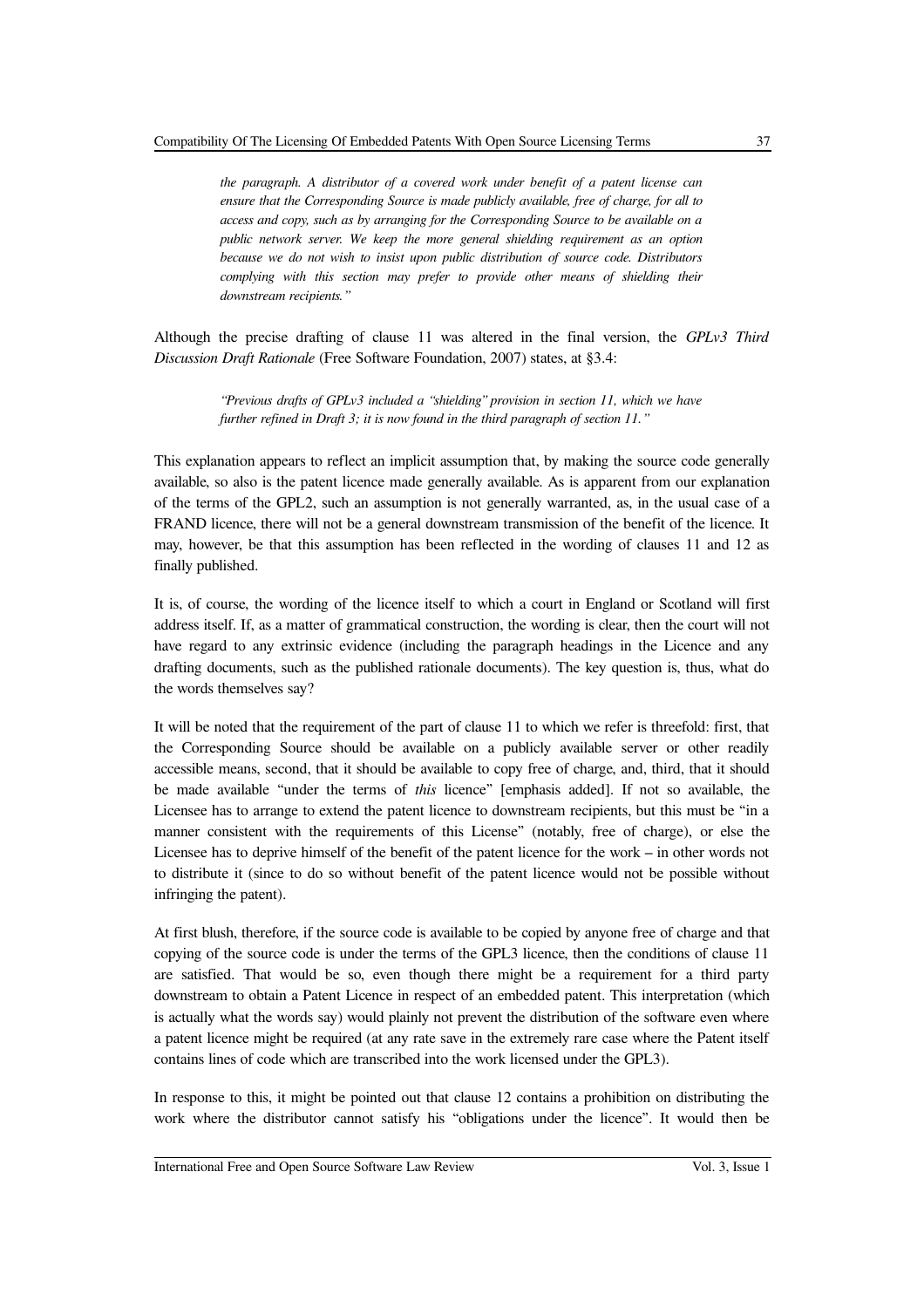> *the paragraph. A distributor of a covered work under benefit of a patent license can ensure that the Corresponding Source is made publicly available, free of charge, for all to access and copy, such as by arranging for the Corresponding Source to be available on a public network server. We keep the more general shielding requirement as an option because we do not wish to insist upon public distribution of source code. Distributors complying with this section may prefer to provide other means of shielding their downstream recipients."*

Although the precise drafting of clause 11 was altered in the final version, the *GPLv3 Third Discussion Draft Rationale* (Free Software Foundation, 2007) states, at §3.4:

> *"Previous drafts of GPLv3 included a "shielding" provision in section 11, which we have further refined in Draft 3; it is now found in the third paragraph of section 11."*

This explanation appears to reflect an implicit assumption that, by making the source code generally available, so also is the patent licence made generally available. As is apparent from our explanation of the terms of the GPL2, such an assumption is not generally warranted, as, in the usual case of a FRAND licence, there will not be a general downstream transmission of the benefit of the licence. It may, however, be that this assumption has been reflected in the wording of clauses 11 and 12 as finally published.

It is, of course, the wording of the licence itself to which a court in England or Scotland will first address itself. If, as a matter of grammatical construction, the wording is clear, then the court will not have regard to any extrinsic evidence (including the paragraph headings in the Licence and any drafting documents, such as the published rationale documents). The key question is, thus, what do the words themselves say?

It will be noted that the requirement of the part of clause 11 to which we refer is threefold: first, that the Corresponding Source should be available on a publicly available server or other readily accessible means, second, that it should be available to copy free of charge, and, third, that it should be made available "under the terms of *this* licence" [emphasis added]. If not so available, the Licensee has to arrange to extend the patent licence to downstream recipients, but this must be "in a manner consistent with the requirements of this License" (notably, free of charge), or else the Licensee has to deprive himself of the benefit of the patent licence for the work – in other words not to distribute it (since to do so without benefit of the patent licence would not be possible without infringing the patent).

At first blush, therefore, if the source code is available to be copied by anyone free of charge and that copying of the source code is under the terms of the GPL3 licence, then the conditions of clause 11 are satisfied. That would be so, even though there might be a requirement for a third party downstream to obtain a Patent Licence in respect of an embedded patent. This interpretation (which is actually what the words say) would plainly not prevent the distribution of the software even where a patent licence might be required (at any rate save in the extremely rare case where the Patent itself contains lines of code which are transcribed into the work licensed under the GPL3).

In response to this, it might be pointed out that clause 12 contains a prohibition on distributing the work where the distributor cannot satisfy his "obligations under the licence". It would then be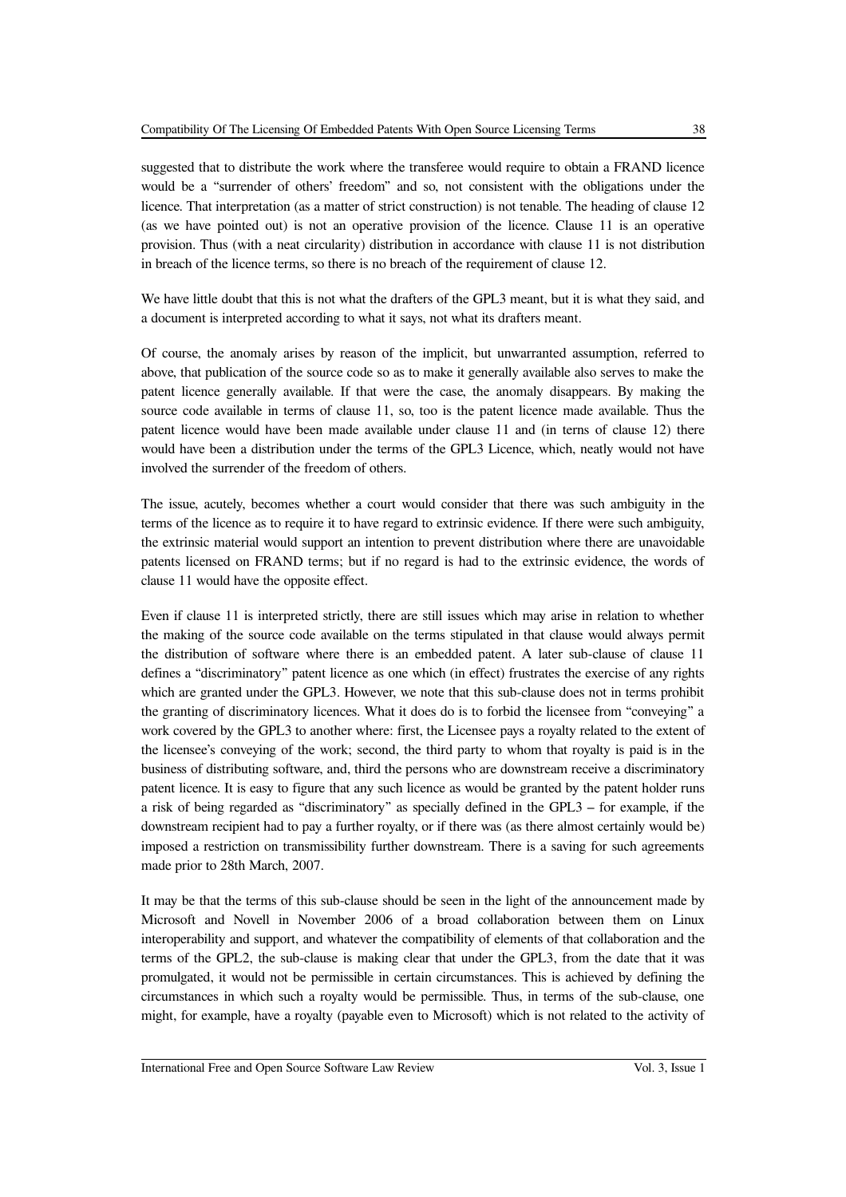suggested that to distribute the work where the transferee would require to obtain a FRAND licence would be a "surrender of others' freedom" and so, not consistent with the obligations under the licence. That interpretation (as a matter of strict construction) is not tenable. The heading of clause 12 (as we have pointed out) is not an operative provision of the licence. Clause 11 is an operative provision. Thus (with a neat circularity) distribution in accordance with clause 11 is not distribution in breach of the licence terms, so there is no breach of the requirement of clause 12.

We have little doubt that this is not what the drafters of the GPL3 meant, but it is what they said, and a document is interpreted according to what it says, not what its drafters meant.

Of course, the anomaly arises by reason of the implicit, but unwarranted assumption, referred to above, that publication of the source code so as to make it generally available also serves to make the patent licence generally available. If that were the case, the anomaly disappears. By making the source code available in terms of clause 11, so, too is the patent licence made available. Thus the patent licence would have been made available under clause 11 and (in terns of clause 12) there would have been a distribution under the terms of the GPL3 Licence, which, neatly would not have involved the surrender of the freedom of others.

The issue, acutely, becomes whether a court would consider that there was such ambiguity in the terms of the licence as to require it to have regard to extrinsic evidence. If there were such ambiguity, the extrinsic material would support an intention to prevent distribution where there are unavoidable patents licensed on FRAND terms; but if no regard is had to the extrinsic evidence, the words of clause 11 would have the opposite effect.

Even if clause 11 is interpreted strictly, there are still issues which may arise in relation to whether the making of the source code available on the terms stipulated in that clause would always permit the distribution of software where there is an embedded patent. A later sub-clause of clause 11 defines a "discriminatory" patent licence as one which (in effect) frustrates the exercise of any rights which are granted under the GPL3. However, we note that this sub-clause does not in terms prohibit the granting of discriminatory licences. What it does do is to forbid the licensee from "conveying" a work covered by the GPL3 to another where: first, the Licensee pays a royalty related to the extent of the licensee's conveying of the work; second, the third party to whom that royalty is paid is in the business of distributing software, and, third the persons who are downstream receive a discriminatory patent licence. It is easy to figure that any such licence as would be granted by the patent holder runs a risk of being regarded as "discriminatory" as specially defined in the GPL3 – for example, if the downstream recipient had to pay a further royalty, or if there was (as there almost certainly would be) imposed a restriction on transmissibility further downstream. There is a saving for such agreements made prior to 28th March, 2007.

It may be that the terms of this sub-clause should be seen in the light of the announcement made by Microsoft and Novell in November 2006 of a broad collaboration between them on Linux interoperability and support, and whatever the compatibility of elements of that collaboration and the terms of the GPL2, the sub-clause is making clear that under the GPL3, from the date that it was promulgated, it would not be permissible in certain circumstances. This is achieved by defining the circumstances in which such a royalty would be permissible. Thus, in terms of the sub-clause, one might, for example, have a royalty (payable even to Microsoft) which is not related to the activity of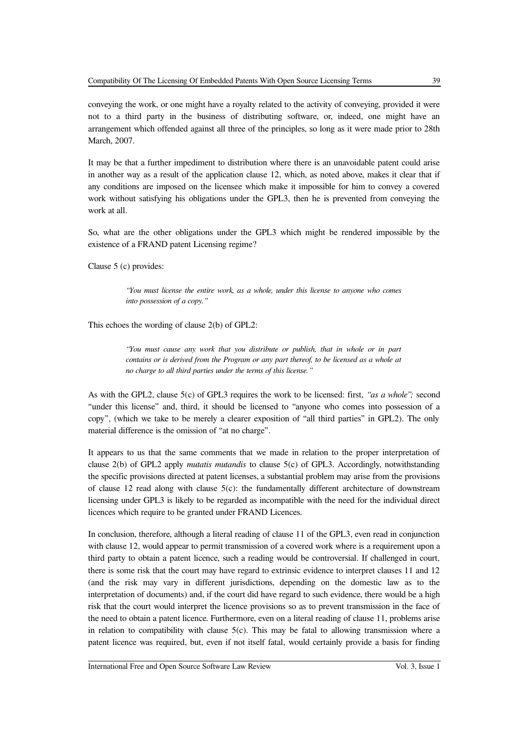conveying the work, or one might have a royalty related to the activity of conveying, provided it were not to a third party in the business of distributing software, or, indeed, one might have an arrangement which offended against all three of the principles, so long as it were made prior to 28th March, 2007.

It may be that a further impediment to distribution where there is an unavoidable patent could arise in another way as a result of the application clause 12, which, as noted above, makes it clear that if any conditions are imposed on the licensee which make it impossible for him to convey a covered work without satisfying his obligations under the GPL3, then he is prevented from conveying the work at all.

So, what are the other obligations under the GPL3 which might be rendered impossible by the existence of a FRAND patent Licensing regime?

Clause 5 (c) provides:

> *"You must license the entire work, as a whole, under this license to anyone who comes into possession of a copy."*

This echoes the wording of clause 2(b) of GPL2:

> *"You must cause any work that you distribute or publish, that in whole or in part contains or is derived from the Program or any part thereof, to be licensed as a whole at no charge to all third parties under the terms of this license."*

As with the GPL2, clause 5(c) of GPL3 requires the work to be licensed: first, *"as a whole";* second "under this license" and, third, it should be licensed to "anyone who comes into possession of a copy", (which we take to be merely a clearer exposition of "all third parties" in GPL2). The only material difference is the omission of "at no charge".

It appears to us that the same comments that we made in relation to the proper interpretation of clause 2(b) of GPL2 apply *mutatis mutandis* to clause 5(c) of GPL3. Accordingly, notwithstanding the specific provisions directed at patent licenses, a substantial problem may arise from the provisions of clause 12 read along with clause 5(c): the fundamentally different architecture of downstream licensing under GPL3 is likely to be regarded as incompatible with the need for the individual direct licences which require to be granted under FRAND Licences.

In conclusion, therefore, although a literal reading of clause 11 of the GPL3, even read in conjunction with clause 12, would appear to permit transmission of a covered work where is a requirement upon a third party to obtain a patent licence, such a reading would be controversial. If challenged in court, there is some risk that the court may have regard to extrinsic evidence to interpret clauses 11 and 12 (and the risk may vary in different jurisdictions, depending on the domestic law as to the interpretation of documents) and, if the court did have regard to such evidence, there would be a high risk that the court would interpret the licence provisions so as to prevent transmission in the face of the need to obtain a patent licence. Furthermore, even on a literal reading of clause 11, problems arise in relation to compatibility with clause 5(c). This may be fatal to allowing transmission where a patent licence was required, but, even if not itself fatal, would certainly provide a basis for finding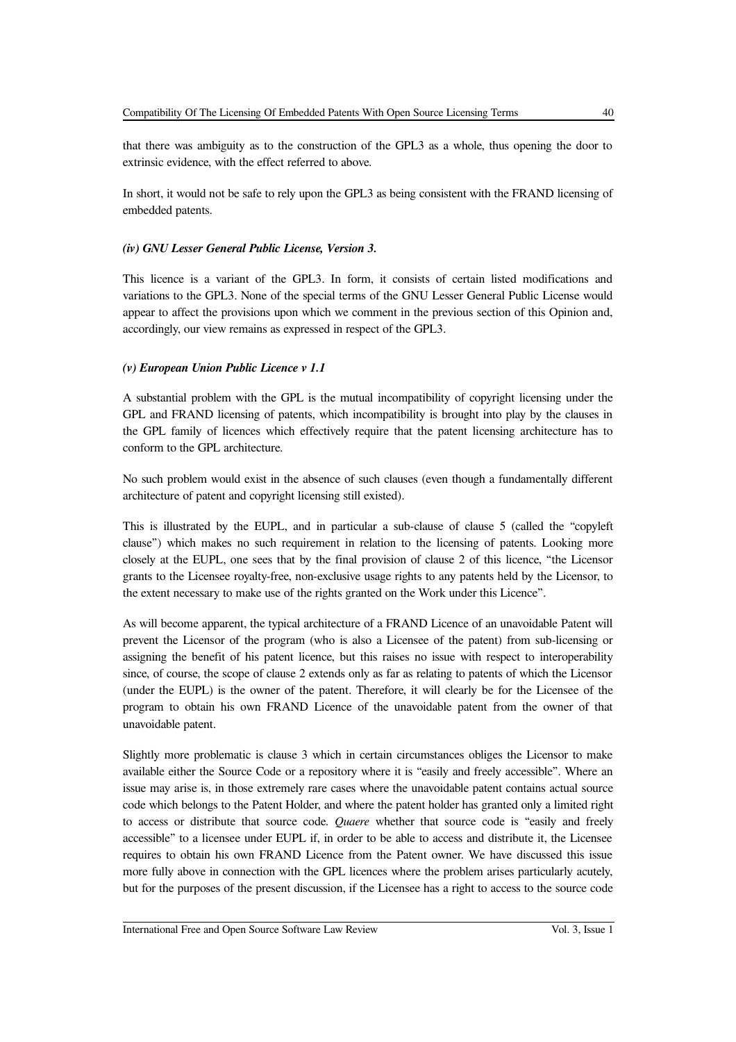that there was ambiguity as to the construction of the GPL3 as a whole, thus opening the door to extrinsic evidence, with the effect referred to above.

In short, it would not be safe to rely upon the GPL3 as being consistent with the FRAND licensing of embedded patents.

***(iv) GNU Lesser General Public License, Version 3.***

This licence is a variant of the GPL3. In form, it consists of certain listed modifications and variations to the GPL3. None of the special terms of the GNU Lesser General Public License would appear to affect the provisions upon which we comment in the previous section of this Opinion and, accordingly, our view remains as expressed in respect of the GPL3.

***(v) European Union Public Licence v 1.1***

A substantial problem with the GPL is the mutual incompatibility of copyright licensing under the GPL and FRAND licensing of patents, which incompatibility is brought into play by the clauses in the GPL family of licences which effectively require that the patent licensing architecture has to conform to the GPL architecture.

No such problem would exist in the absence of such clauses (even though a fundamentally different architecture of patent and copyright licensing still existed).

This is illustrated by the EUPL, and in particular a sub-clause of clause 5 (called the "copyleft clause") which makes no such requirement in relation to the licensing of patents. Looking more closely at the EUPL, one sees that by the final provision of clause 2 of this licence, "the Licensor grants to the Licensee royalty-free, non-exclusive usage rights to any patents held by the Licensor, to the extent necessary to make use of the rights granted on the Work under this Licence".

As will become apparent, the typical architecture of a FRAND Licence of an unavoidable Patent will prevent the Licensor of the program (who is also a Licensee of the patent) from sub-licensing or assigning the benefit of his patent licence, but this raises no issue with respect to interoperability since, of course, the scope of clause 2 extends only as far as relating to patents of which the Licensor (under the EUPL) is the owner of the patent. Therefore, it will clearly be for the Licensee of the program to obtain his own FRAND Licence of the unavoidable patent from the owner of that unavoidable patent.

Slightly more problematic is clause 3 which in certain circumstances obliges the Licensor to make available either the Source Code or a repository where it is "easily and freely accessible". Where an issue may arise is, in those extremely rare cases where the unavoidable patent contains actual source code which belongs to the Patent Holder, and where the patent holder has granted only a limited right to access or distribute that source code. *Quaere* whether that source code is "easily and freely accessible" to a licensee under EUPL if, in order to be able to access and distribute it, the Licensee requires to obtain his own FRAND Licence from the Patent owner. We have discussed this issue more fully above in connection with the GPL licences where the problem arises particularly acutely, but for the purposes of the present discussion, if the Licensee has a right to access to the source code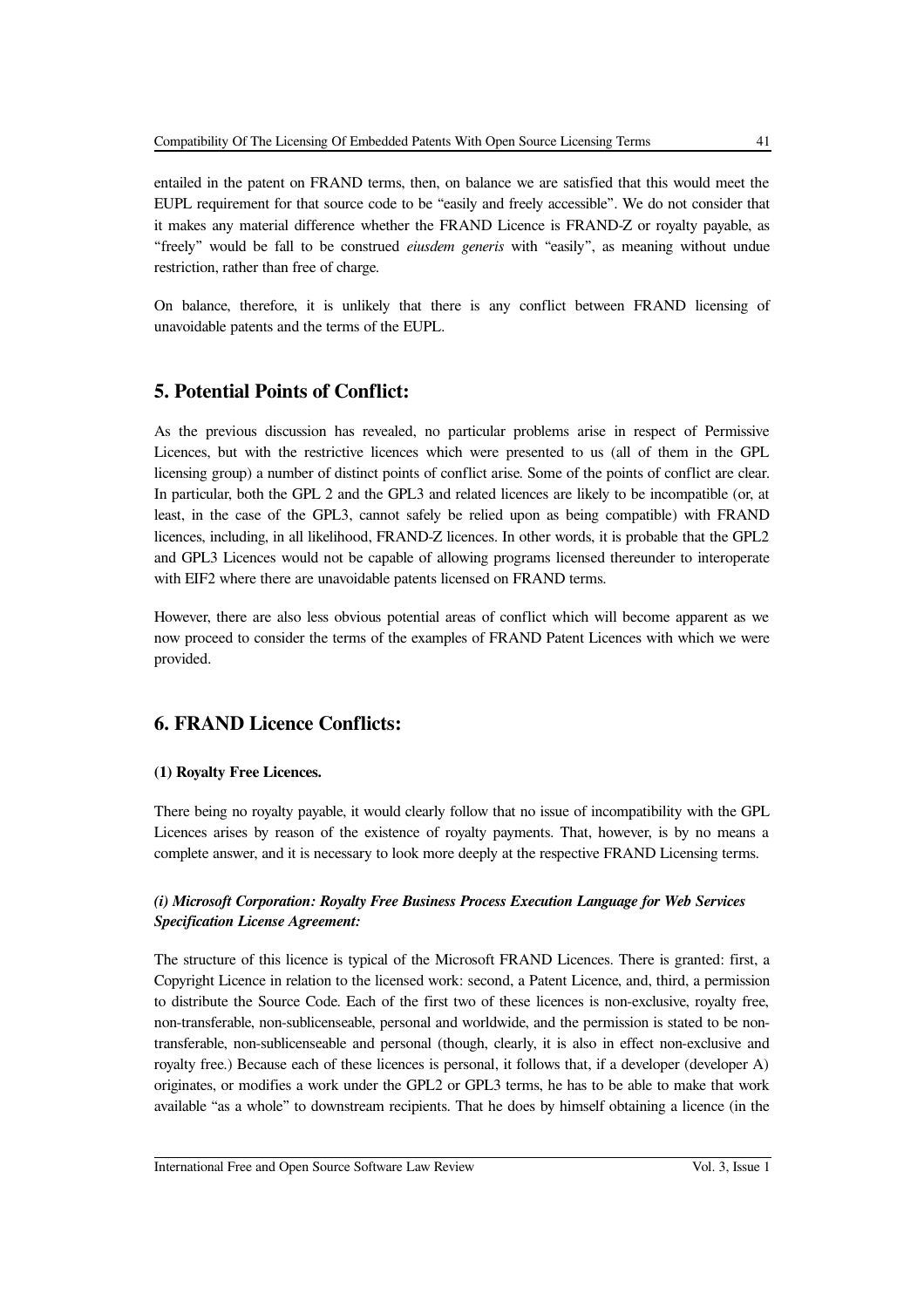entailed in the patent on FRAND terms, then, on balance we are satisfied that this would meet the EUPL requirement for that source code to be "easily and freely accessible". We do not consider that it makes any material difference whether the FRAND Licence is FRAND-Z or royalty payable, as "freely" would be fall to be construed *eiusdem generis* with "easily", as meaning without undue restriction, rather than free of charge.

On balance, therefore, it is unlikely that there is any conflict between FRAND licensing of unavoidable patents and the terms of the EUPL.

## 5. Potential Points of Conflict:

As the previous discussion has revealed, no particular problems arise in respect of Permissive Licences, but with the restrictive licences which were presented to us (all of them in the GPL licensing group) a number of distinct points of conflict arise. Some of the points of conflict are clear. In particular, both the GPL 2 and the GPL3 and related licences are likely to be incompatible (or, at least, in the case of the GPL3, cannot safely be relied upon as being compatible) with FRAND licences, including, in all likelihood, FRAND-Z licences. In other words, it is probable that the GPL2 and GPL3 Licences would not be capable of allowing programs licensed thereunder to interoperate with EIF2 where there are unavoidable patents licensed on FRAND terms.

However, there are also less obvious potential areas of conflict which will become apparent as we now proceed to consider the terms of the examples of FRAND Patent Licences with which we were provided.

## 6. FRAND Licence Conflicts:

**(1) Royalty Free Licences.**

There being no royalty payable, it would clearly follow that no issue of incompatibility with the GPL Licences arises by reason of the existence of royalty payments. That, however, is by no means a complete answer, and it is necessary to look more deeply at the respective FRAND Licensing terms.

***(i) Microsoft Corporation: Royalty Free Business Process Execution Language for Web Services Specification License Agreement:***

The structure of this licence is typical of the Microsoft FRAND Licences. There is granted: first, a Copyright Licence in relation to the licensed work: second, a Patent Licence, and, third, a permission to distribute the Source Code. Each of the first two of these licences is non-exclusive, royalty free, non-transferable, non-sublicenseable, personal and worldwide, and the permission is stated to be non-transferable, non-sublicenseable and personal (though, clearly, it is also in effect non-exclusive and royalty free.) Because each of these licences is personal, it follows that, if a developer (developer A) originates, or modifies a work under the GPL2 or GPL3 terms, he has to be able to make that work available "as a whole" to downstream recipients. That he does by himself obtaining a licence (in the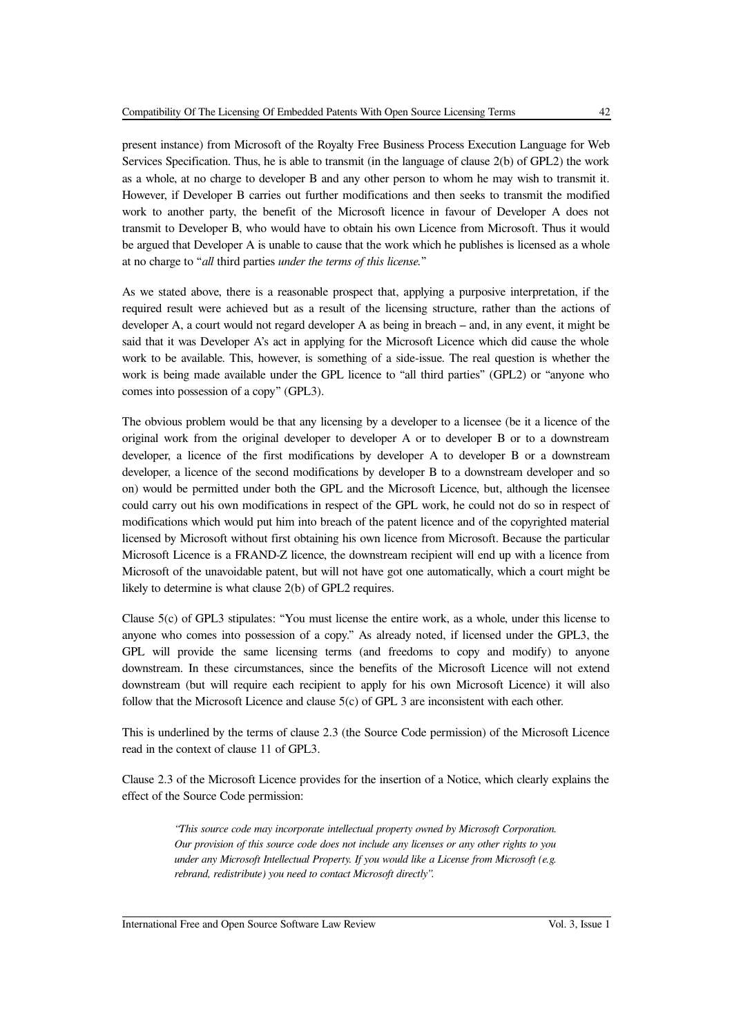present instance) from Microsoft of the Royalty Free Business Process Execution Language for Web Services Specification. Thus, he is able to transmit (in the language of clause 2(b) of GPL2) the work as a whole, at no charge to developer B and any other person to whom he may wish to transmit it. However, if Developer B carries out further modifications and then seeks to transmit the modified work to another party, the benefit of the Microsoft licence in favour of Developer A does not transmit to Developer B, who would have to obtain his own Licence from Microsoft. Thus it would be argued that Developer A is unable to cause that the work which he publishes is licensed as a whole at no charge to "*all* third parties *under the terms of this license.*"

As we stated above, there is a reasonable prospect that, applying a purposive interpretation, if the required result were achieved but as a result of the licensing structure, rather than the actions of developer A, a court would not regard developer A as being in breach – and, in any event, it might be said that it was Developer A's act in applying for the Microsoft Licence which did cause the whole work to be available. This, however, is something of a side-issue. The real question is whether the work is being made available under the GPL licence to "all third parties" (GPL2) or "anyone who comes into possession of a copy" (GPL3).

The obvious problem would be that any licensing by a developer to a licensee (be it a licence of the original work from the original developer to developer A or to developer B or to a downstream developer, a licence of the first modifications by developer A to developer B or a downstream developer, a licence of the second modifications by developer B to a downstream developer and so on) would be permitted under both the GPL and the Microsoft Licence, but, although the licensee could carry out his own modifications in respect of the GPL work, he could not do so in respect of modifications which would put him into breach of the patent licence and of the copyrighted material licensed by Microsoft without first obtaining his own licence from Microsoft. Because the particular Microsoft Licence is a FRAND-Z licence, the downstream recipient will end up with a licence from Microsoft of the unavoidable patent, but will not have got one automatically, which a court might be likely to determine is what clause 2(b) of GPL2 requires.

Clause 5(c) of GPL3 stipulates: "You must license the entire work, as a whole, under this license to anyone who comes into possession of a copy." As already noted, if licensed under the GPL3, the GPL will provide the same licensing terms (and freedoms to copy and modify) to anyone downstream. In these circumstances, since the benefits of the Microsoft Licence will not extend downstream (but will require each recipient to apply for his own Microsoft Licence) it will also follow that the Microsoft Licence and clause 5(c) of GPL 3 are inconsistent with each other.

This is underlined by the terms of clause 2.3 (the Source Code permission) of the Microsoft Licence read in the context of clause 11 of GPL3.

Clause 2.3 of the Microsoft Licence provides for the insertion of a Notice, which clearly explains the effect of the Source Code permission:

> *"This source code may incorporate intellectual property owned by Microsoft Corporation. Our provision of this source code does not include any licenses or any other rights to you under any Microsoft Intellectual Property. If you would like a License from Microsoft (e.g. rebrand, redistribute) you need to contact Microsoft directly".*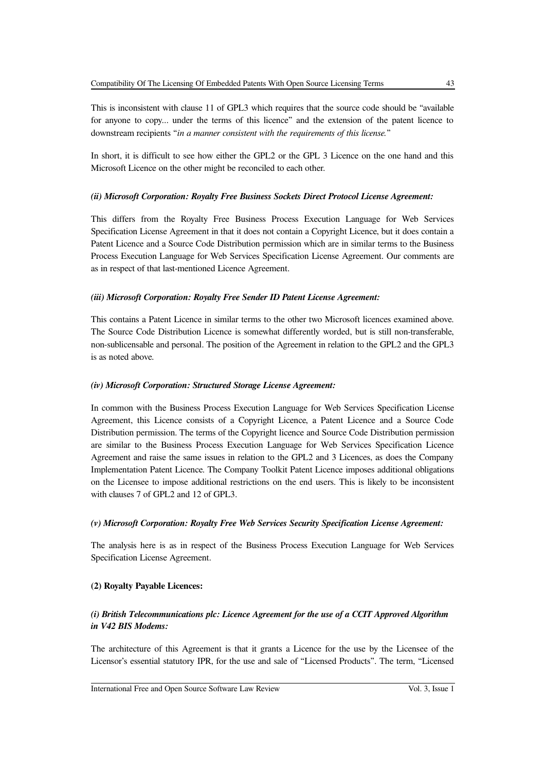This is inconsistent with clause 11 of GPL3 which requires that the source code should be "available for anyone to copy... under the terms of this licence" and the extension of the patent licence to downstream recipients "*in a manner consistent with the requirements of this license.*"

In short, it is difficult to see how either the GPL2 or the GPL 3 Licence on the one hand and this Microsoft Licence on the other might be reconciled to each other.

***(ii) Microsoft Corporation: Royalty Free Business Sockets Direct Protocol License Agreement:***

This differs from the Royalty Free Business Process Execution Language for Web Services Specification License Agreement in that it does not contain a Copyright Licence, but it does contain a Patent Licence and a Source Code Distribution permission which are in similar terms to the Business Process Execution Language for Web Services Specification License Agreement. Our comments are as in respect of that last-mentioned Licence Agreement.

***(iii) Microsoft Corporation: Royalty Free Sender ID Patent License Agreement:***

This contains a Patent Licence in similar terms to the other two Microsoft licences examined above. The Source Code Distribution Licence is somewhat differently worded, but is still non-transferable, non-sublicensable and personal. The position of the Agreement in relation to the GPL2 and the GPL3 is as noted above.

***(iv) Microsoft Corporation: Structured Storage License Agreement:***

In common with the Business Process Execution Language for Web Services Specification License Agreement, this Licence consists of a Copyright Licence, a Patent Licence and a Source Code Distribution permission. The terms of the Copyright licence and Source Code Distribution permission are similar to the Business Process Execution Language for Web Services Specification Licence Agreement and raise the same issues in relation to the GPL2 and 3 Licences, as does the Company Implementation Patent Licence. The Company Toolkit Patent Licence imposes additional obligations on the Licensee to impose additional restrictions on the end users. This is likely to be inconsistent with clauses 7 of GPL2 and 12 of GPL3.

***(v) Microsoft Corporation: Royalty Free Web Services Security Specification License Agreement:***

The analysis here is as in respect of the Business Process Execution Language for Web Services Specification License Agreement.

**(2) Royalty Payable Licences:**

***(i) British Telecommunications plc: Licence Agreement for the use of a CCIT Approved Algorithm in V42 BIS Modems:***

The architecture of this Agreement is that it grants a Licence for the use by the Licensee of the Licensor's essential statutory IPR, for the use and sale of "Licensed Products". The term, "Licensed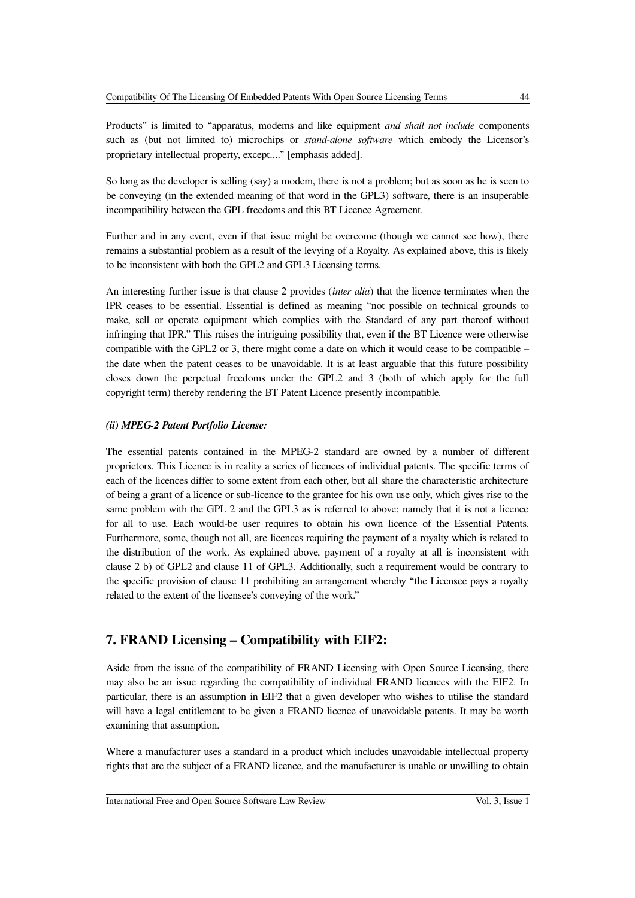Products" is limited to "apparatus, modems and like equipment *and shall not include* components such as (but not limited to) microchips or *stand-alone software* which embody the Licensor's proprietary intellectual property, except...." [emphasis added].

So long as the developer is selling (say) a modem, there is not a problem; but as soon as he is seen to be conveying (in the extended meaning of that word in the GPL3) software, there is an insuperable incompatibility between the GPL freedoms and this BT Licence Agreement.

Further and in any event, even if that issue might be overcome (though we cannot see how), there remains a substantial problem as a result of the levying of a Royalty. As explained above, this is likely to be inconsistent with both the GPL2 and GPL3 Licensing terms.

An interesting further issue is that clause 2 provides (*inter alia*) that the licence terminates when the IPR ceases to be essential. Essential is defined as meaning "not possible on technical grounds to make, sell or operate equipment which complies with the Standard of any part thereof without infringing that IPR." This raises the intriguing possibility that, even if the BT Licence were otherwise compatible with the GPL2 or 3, there might come a date on which it would cease to be compatible – the date when the patent ceases to be unavoidable. It is at least arguable that this future possibility closes down the perpetual freedoms under the GPL2 and 3 (both of which apply for the full copyright term) thereby rendering the BT Patent Licence presently incompatible.

***(ii) MPEG-2 Patent Portfolio License:***

The essential patents contained in the MPEG-2 standard are owned by a number of different proprietors. This Licence is in reality a series of licences of individual patents. The specific terms of each of the licences differ to some extent from each other, but all share the characteristic architecture of being a grant of a licence or sub-licence to the grantee for his own use only, which gives rise to the same problem with the GPL 2 and the GPL3 as is referred to above: namely that it is not a licence for all to use. Each would-be user requires to obtain his own licence of the Essential Patents. Furthermore, some, though not all, are licences requiring the payment of a royalty which is related to the distribution of the work. As explained above, payment of a royalty at all is inconsistent with clause 2 b) of GPL2 and clause 11 of GPL3. Additionally, such a requirement would be contrary to the specific provision of clause 11 prohibiting an arrangement whereby "the Licensee pays a royalty related to the extent of the licensee's conveying of the work."

## 7. FRAND Licensing – Compatibility with EIF2:

Aside from the issue of the compatibility of FRAND Licensing with Open Source Licensing, there may also be an issue regarding the compatibility of individual FRAND licences with the EIF2. In particular, there is an assumption in EIF2 that a given developer who wishes to utilise the standard will have a legal entitlement to be given a FRAND licence of unavoidable patents. It may be worth examining that assumption.

Where a manufacturer uses a standard in a product which includes unavoidable intellectual property rights that are the subject of a FRAND licence, and the manufacturer is unable or unwilling to obtain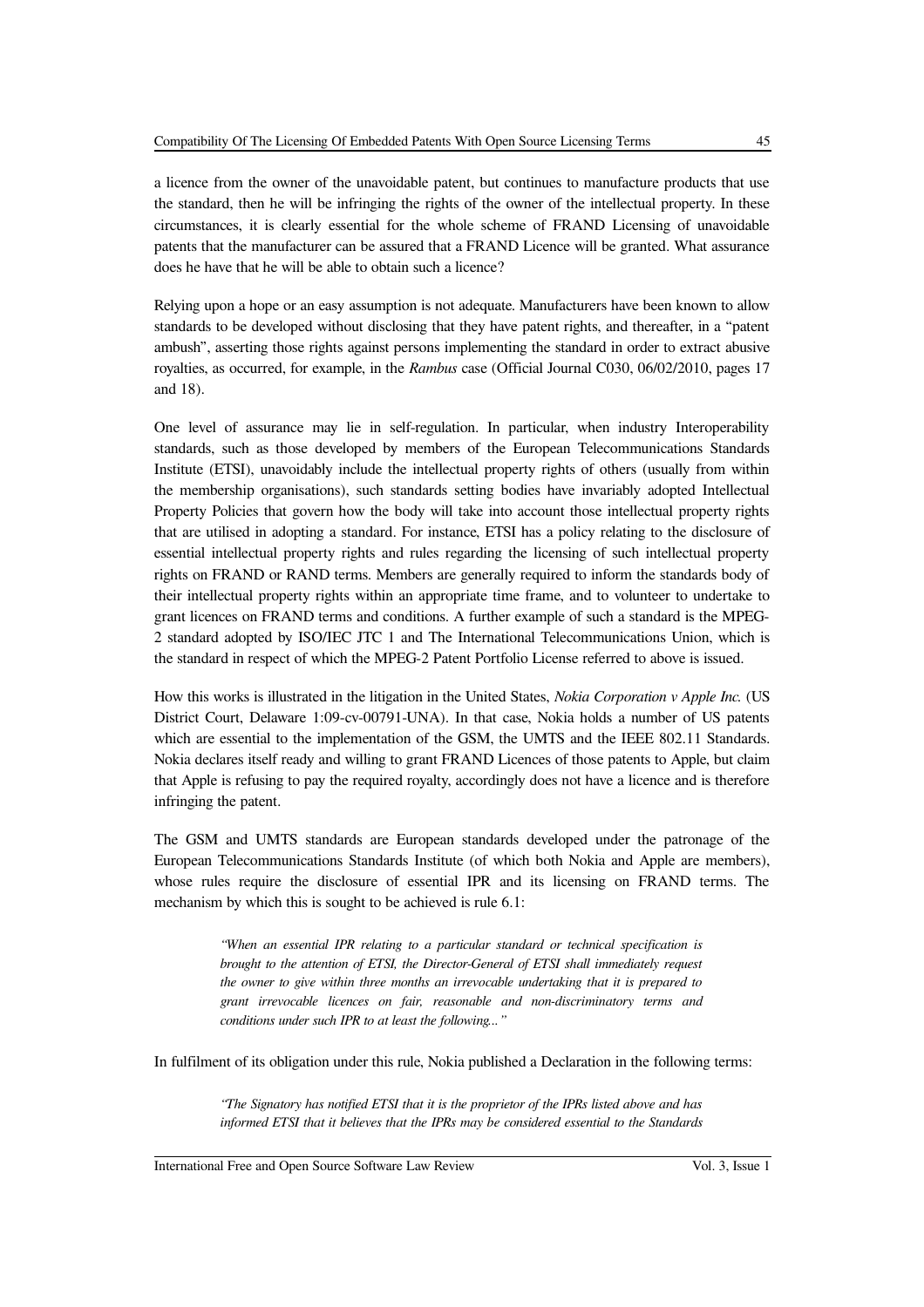a licence from the owner of the unavoidable patent, but continues to manufacture products that use the standard, then he will be infringing the rights of the owner of the intellectual property. In these circumstances, it is clearly essential for the whole scheme of FRAND Licensing of unavoidable patents that the manufacturer can be assured that a FRAND Licence will be granted. What assurance does he have that he will be able to obtain such a licence?

Relying upon a hope or an easy assumption is not adequate. Manufacturers have been known to allow standards to be developed without disclosing that they have patent rights, and thereafter, in a "patent ambush", asserting those rights against persons implementing the standard in order to extract abusive royalties, as occurred, for example, in the *Rambus* case (Official Journal C030, 06/02/2010, pages 17 and 18).

One level of assurance may lie in self-regulation. In particular, when industry Interoperability standards, such as those developed by members of the European Telecommunications Standards Institute (ETSI), unavoidably include the intellectual property rights of others (usually from within the membership organisations), such standards setting bodies have invariably adopted Intellectual Property Policies that govern how the body will take into account those intellectual property rights that are utilised in adopting a standard. For instance, ETSI has a policy relating to the disclosure of essential intellectual property rights and rules regarding the licensing of such intellectual property rights on FRAND or RAND terms. Members are generally required to inform the standards body of their intellectual property rights within an appropriate time frame, and to volunteer to undertake to grant licences on FRAND terms and conditions. A further example of such a standard is the MPEG-2 standard adopted by ISO/IEC JTC 1 and The International Telecommunications Union, which is the standard in respect of which the MPEG-2 Patent Portfolio License referred to above is issued.

How this works is illustrated in the litigation in the United States, *Nokia Corporation v Apple Inc.* (US District Court, Delaware 1:09-cv-00791-UNA). In that case, Nokia holds a number of US patents which are essential to the implementation of the GSM, the UMTS and the IEEE 802.11 Standards. Nokia declares itself ready and willing to grant FRAND Licences of those patents to Apple, but claim that Apple is refusing to pay the required royalty, accordingly does not have a licence and is therefore infringing the patent.

The GSM and UMTS standards are European standards developed under the patronage of the European Telecommunications Standards Institute (of which both Nokia and Apple are members), whose rules require the disclosure of essential IPR and its licensing on FRAND terms. The mechanism by which this is sought to be achieved is rule 6.1:

> *"When an essential IPR relating to a particular standard or technical specification is brought to the attention of ETSI, the Director-General of ETSI shall immediately request the owner to give within three months an irrevocable undertaking that it is prepared to grant irrevocable licences on fair, reasonable and non-discriminatory terms and conditions under such IPR to at least the following..."*

In fulfilment of its obligation under this rule, Nokia published a Declaration in the following terms:

> *"The Signatory has notified ETSI that it is the proprietor of the IPRs listed above and has informed ETSI that it believes that the IPRs may be considered essential to the Standards*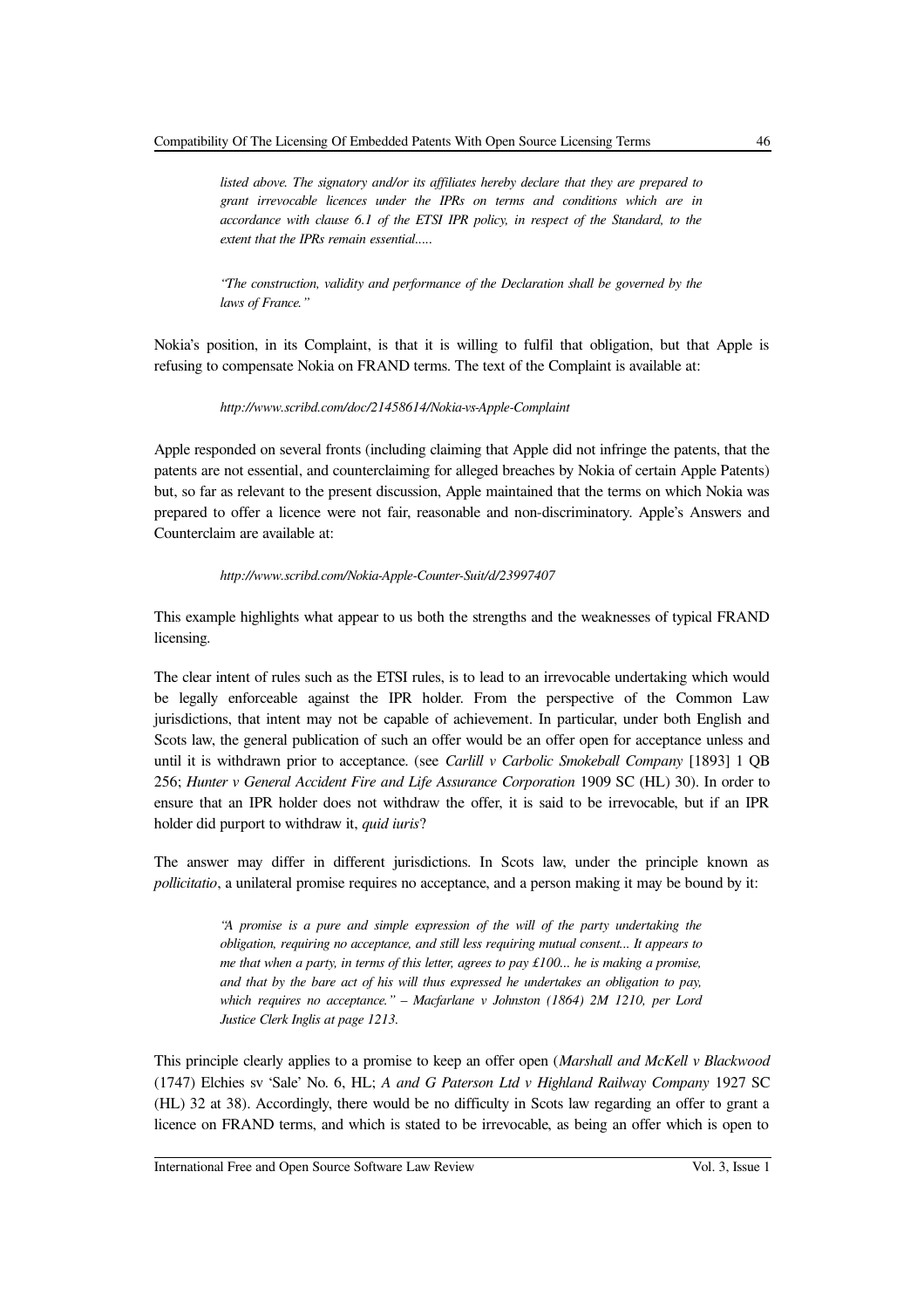> *listed above. The signatory and/or its affiliates hereby declare that they are prepared to grant irrevocable licences under the IPRs on terms and conditions which are in accordance with clause 6.1 of the ETSI IPR policy, in respect of the Standard, to the extent that the IPRs remain essential.....*
>
> *"The construction, validity and performance of the Declaration shall be governed by the laws of France."*

Nokia's position, in its Complaint, is that it is willing to fulfil that obligation, but that Apple is refusing to compensate Nokia on FRAND terms. The text of the Complaint is available at:

> *http://www.scribd.com/doc/21458614/Nokia-vs-Apple-Complaint*

Apple responded on several fronts (including claiming that Apple did not infringe the patents, that the patents are not essential, and counterclaiming for alleged breaches by Nokia of certain Apple Patents) but, so far as relevant to the present discussion, Apple maintained that the terms on which Nokia was prepared to offer a licence were not fair, reasonable and non-discriminatory. Apple's Answers and Counterclaim are available at:

> *http://www.scribd.com/Nokia-Apple-Counter-Suit/d/23997407*

This example highlights what appear to us both the strengths and the weaknesses of typical FRAND licensing.

The clear intent of rules such as the ETSI rules, is to lead to an irrevocable undertaking which would be legally enforceable against the IPR holder. From the perspective of the Common Law jurisdictions, that intent may not be capable of achievement. In particular, under both English and Scots law, the general publication of such an offer would be an offer open for acceptance unless and until it is withdrawn prior to acceptance. (see *Carlill v Carbolic Smokeball Company* [1893] 1 QB 256; *Hunter v General Accident Fire and Life Assurance Corporation* 1909 SC (HL) 30). In order to ensure that an IPR holder does not withdraw the offer, it is said to be irrevocable, but if an IPR holder did purport to withdraw it, *quid iuris*?

The answer may differ in different jurisdictions. In Scots law, under the principle known as *pollicitatio*, a unilateral promise requires no acceptance, and a person making it may be bound by it:

> *"A promise is a pure and simple expression of the will of the party undertaking the obligation, requiring no acceptance, and still less requiring mutual consent... It appears to me that when a party, in terms of this letter, agrees to pay £100... he is making a promise, and that by the bare act of his will thus expressed he undertakes an obligation to pay, which requires no acceptance." – Macfarlane v Johnston (1864) 2M 1210, per Lord Justice Clerk Inglis at page 1213.*

This principle clearly applies to a promise to keep an offer open (*Marshall and McKell v Blackwood* (1747) Elchies sv 'Sale' No. 6, HL; *A and G Paterson Ltd v Highland Railway Company* 1927 SC (HL) 32 at 38). Accordingly, there would be no difficulty in Scots law regarding an offer to grant a licence on FRAND terms, and which is stated to be irrevocable, as being an offer which is open to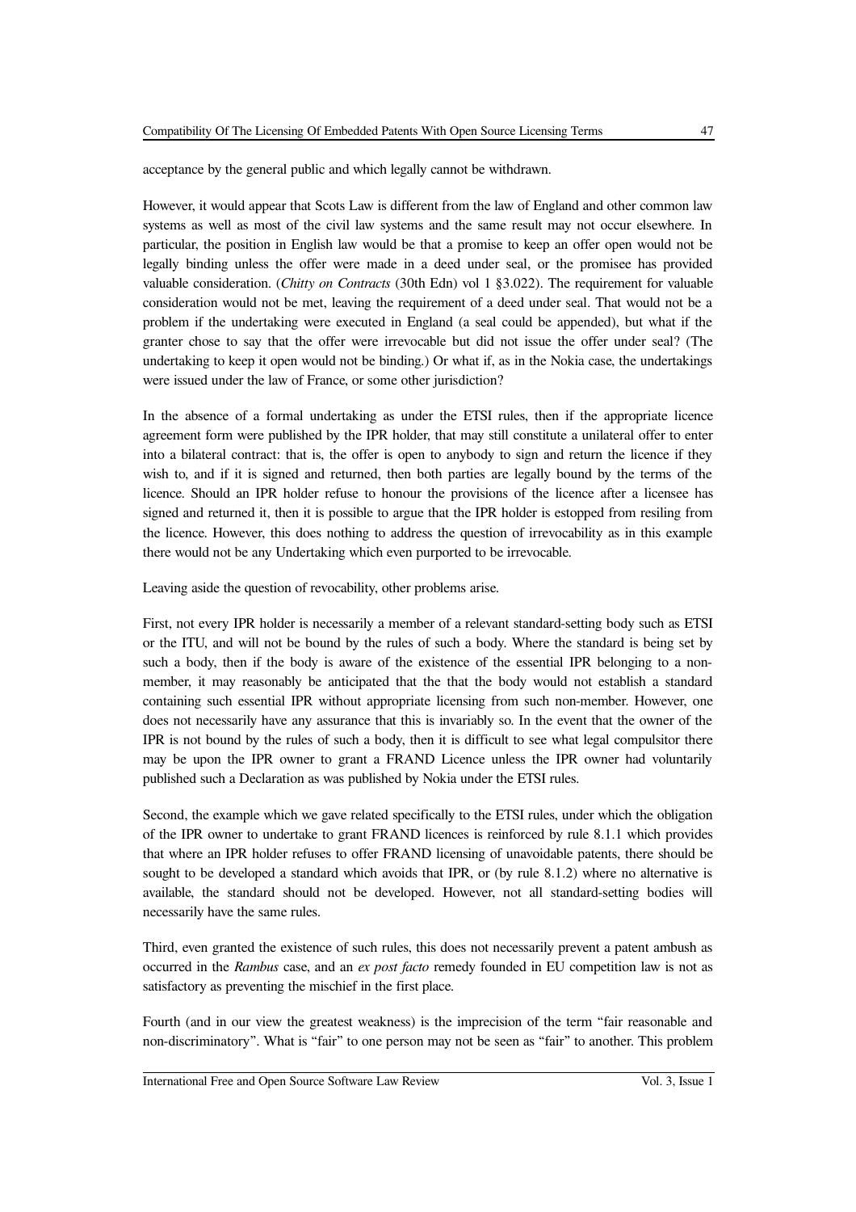acceptance by the general public and which legally cannot be withdrawn.

However, it would appear that Scots Law is different from the law of England and other common law systems as well as most of the civil law systems and the same result may not occur elsewhere. In particular, the position in English law would be that a promise to keep an offer open would not be legally binding unless the offer were made in a deed under seal, or the promisee has provided valuable consideration. (*Chitty on Contracts* (30th Edn) vol 1 §3.022). The requirement for valuable consideration would not be met, leaving the requirement of a deed under seal. That would not be a problem if the undertaking were executed in England (a seal could be appended), but what if the granter chose to say that the offer were irrevocable but did not issue the offer under seal? (The undertaking to keep it open would not be binding.) Or what if, as in the Nokia case, the undertakings were issued under the law of France, or some other jurisdiction?

In the absence of a formal undertaking as under the ETSI rules, then if the appropriate licence agreement form were published by the IPR holder, that may still constitute a unilateral offer to enter into a bilateral contract: that is, the offer is open to anybody to sign and return the licence if they wish to, and if it is signed and returned, then both parties are legally bound by the terms of the licence. Should an IPR holder refuse to honour the provisions of the licence after a licensee has signed and returned it, then it is possible to argue that the IPR holder is estopped from resiling from the licence. However, this does nothing to address the question of irrevocability as in this example there would not be any Undertaking which even purported to be irrevocable.

Leaving aside the question of revocability, other problems arise.

First, not every IPR holder is necessarily a member of a relevant standard-setting body such as ETSI or the ITU, and will not be bound by the rules of such a body. Where the standard is being set by such a body, then if the body is aware of the existence of the essential IPR belonging to a non-member, it may reasonably be anticipated that the that the body would not establish a standard containing such essential IPR without appropriate licensing from such non-member. However, one does not necessarily have any assurance that this is invariably so. In the event that the owner of the IPR is not bound by the rules of such a body, then it is difficult to see what legal compulsitor there may be upon the IPR owner to grant a FRAND Licence unless the IPR owner had voluntarily published such a Declaration as was published by Nokia under the ETSI rules.

Second, the example which we gave related specifically to the ETSI rules, under which the obligation of the IPR owner to undertake to grant FRAND licences is reinforced by rule 8.1.1 which provides that where an IPR holder refuses to offer FRAND licensing of unavoidable patents, there should be sought to be developed a standard which avoids that IPR, or (by rule 8.1.2) where no alternative is available, the standard should not be developed. However, not all standard-setting bodies will necessarily have the same rules.

Third, even granted the existence of such rules, this does not necessarily prevent a patent ambush as occurred in the *Rambus* case, and an *ex post facto* remedy founded in EU competition law is not as satisfactory as preventing the mischief in the first place.

Fourth (and in our view the greatest weakness) is the imprecision of the term "fair reasonable and non-discriminatory". What is "fair" to one person may not be seen as "fair" to another. This problem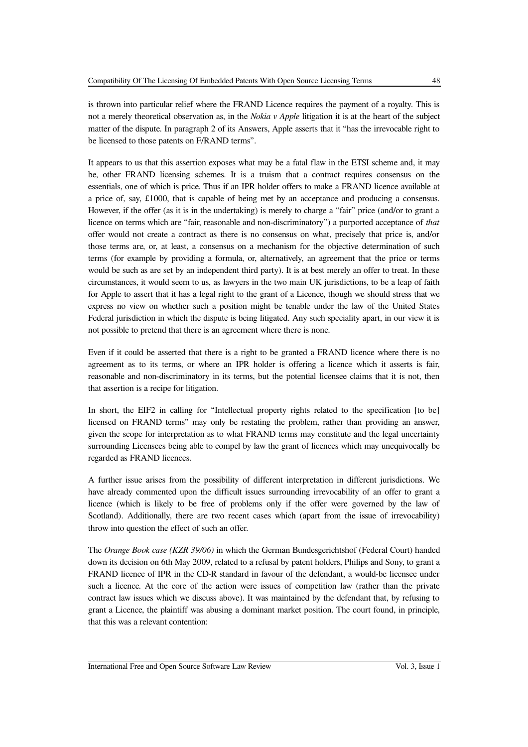is thrown into particular relief where the FRAND Licence requires the payment of a royalty. This is not a merely theoretical observation as, in the *Nokia v Apple* litigation it is at the heart of the subject matter of the dispute. In paragraph 2 of its Answers, Apple asserts that it "has the irrevocable right to be licensed to those patents on F/RAND terms".

It appears to us that this assertion exposes what may be a fatal flaw in the ETSI scheme and, it may be, other FRAND licensing schemes. It is a truism that a contract requires consensus on the essentials, one of which is price. Thus if an IPR holder offers to make a FRAND licence available at a price of, say, £1000, that is capable of being met by an acceptance and producing a consensus. However, if the offer (as it is in the undertaking) is merely to charge a "fair" price (and/or to grant a licence on terms which are "fair, reasonable and non-discriminatory") a purported acceptance of *that* offer would not create a contract as there is no consensus on what, precisely that price is, and/or those terms are, or, at least, a consensus on a mechanism for the objective determination of such terms (for example by providing a formula, or, alternatively, an agreement that the price or terms would be such as are set by an independent third party). It is at best merely an offer to treat. In these circumstances, it would seem to us, as lawyers in the two main UK jurisdictions, to be a leap of faith for Apple to assert that it has a legal right to the grant of a Licence, though we should stress that we express no view on whether such a position might be tenable under the law of the United States Federal jurisdiction in which the dispute is being litigated. Any such speciality apart, in our view it is not possible to pretend that there is an agreement where there is none.

Even if it could be asserted that there is a right to be granted a FRAND licence where there is no agreement as to its terms, or where an IPR holder is offering a licence which it asserts is fair, reasonable and non-discriminatory in its terms, but the potential licensee claims that it is not, then that assertion is a recipe for litigation.

In short, the EIF2 in calling for "Intellectual property rights related to the specification [to be] licensed on FRAND terms" may only be restating the problem, rather than providing an answer, given the scope for interpretation as to what FRAND terms may constitute and the legal uncertainty surrounding Licensees being able to compel by law the grant of licences which may unequivocally be regarded as FRAND licences.

A further issue arises from the possibility of different interpretation in different jurisdictions. We have already commented upon the difficult issues surrounding irrevocability of an offer to grant a licence (which is likely to be free of problems only if the offer were governed by the law of Scotland). Additionally, there are two recent cases which (apart from the issue of irrevocability) throw into question the effect of such an offer.

The *Orange Book case (KZR 39/06)* in which the German Bundesgerichtshof (Federal Court) handed down its decision on 6th May 2009, related to a refusal by patent holders, Philips and Sony, to grant a FRAND licence of IPR in the CD-R standard in favour of the defendant, a would-be licensee under such a licence. At the core of the action were issues of competition law (rather than the private contract law issues which we discuss above). It was maintained by the defendant that, by refusing to grant a Licence, the plaintiff was abusing a dominant market position. The court found, in principle, that this was a relevant contention: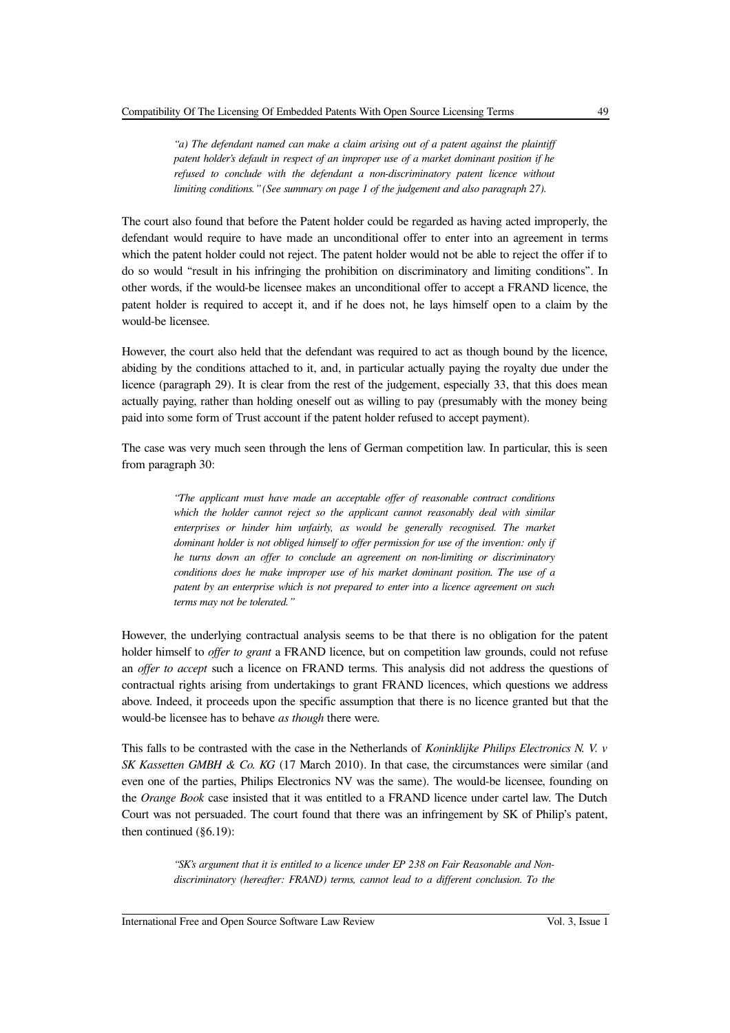> *"a) The defendant named can make a claim arising out of a patent against the plaintiff patent holder's default in respect of an improper use of a market dominant position if he refused to conclude with the defendant a non-discriminatory patent licence without limiting conditions." (See summary on page 1 of the judgement and also paragraph 27).*

The court also found that before the Patent holder could be regarded as having acted improperly, the defendant would require to have made an unconditional offer to enter into an agreement in terms which the patent holder could not reject. The patent holder would not be able to reject the offer if to do so would "result in his infringing the prohibition on discriminatory and limiting conditions". In other words, if the would-be licensee makes an unconditional offer to accept a FRAND licence, the patent holder is required to accept it, and if he does not, he lays himself open to a claim by the would-be licensee.

However, the court also held that the defendant was required to act as though bound by the licence, abiding by the conditions attached to it, and, in particular actually paying the royalty due under the licence (paragraph 29). It is clear from the rest of the judgement, especially 33, that this does mean actually paying, rather than holding oneself out as willing to pay (presumably with the money being paid into some form of Trust account if the patent holder refused to accept payment).

The case was very much seen through the lens of German competition law. In particular, this is seen from paragraph 30:

> *"The applicant must have made an acceptable offer of reasonable contract conditions which the holder cannot reject so the applicant cannot reasonably deal with similar enterprises or hinder him unfairly, as would be generally recognised. The market dominant holder is not obliged himself to offer permission for use of the invention: only if he turns down an offer to conclude an agreement on non-limiting or discriminatory conditions does he make improper use of his market dominant position. The use of a patent by an enterprise which is not prepared to enter into a licence agreement on such terms may not be tolerated."*

However, the underlying contractual analysis seems to be that there is no obligation for the patent holder himself to *offer to grant* a FRAND licence, but on competition law grounds, could not refuse an *offer to accept* such a licence on FRAND terms. This analysis did not address the questions of contractual rights arising from undertakings to grant FRAND licences, which questions we address above. Indeed, it proceeds upon the specific assumption that there is no licence granted but that the would-be licensee has to behave *as though* there were.

This falls to be contrasted with the case in the Netherlands of *Koninklijke Philips Electronics N. V. v SK Kassetten GMBH & Co. KG* (17 March 2010). In that case, the circumstances were similar (and even one of the parties, Philips Electronics NV was the same). The would-be licensee, founding on the *Orange Book* case insisted that it was entitled to a FRAND licence under cartel law. The Dutch Court was not persuaded. The court found that there was an infringement by SK of Philip's patent, then continued (§6.19):

> *"SK's argument that it is entitled to a licence under EP 238 on Fair Reasonable and Non-discriminatory (hereafter: FRAND) terms, cannot lead to a different conclusion. To the*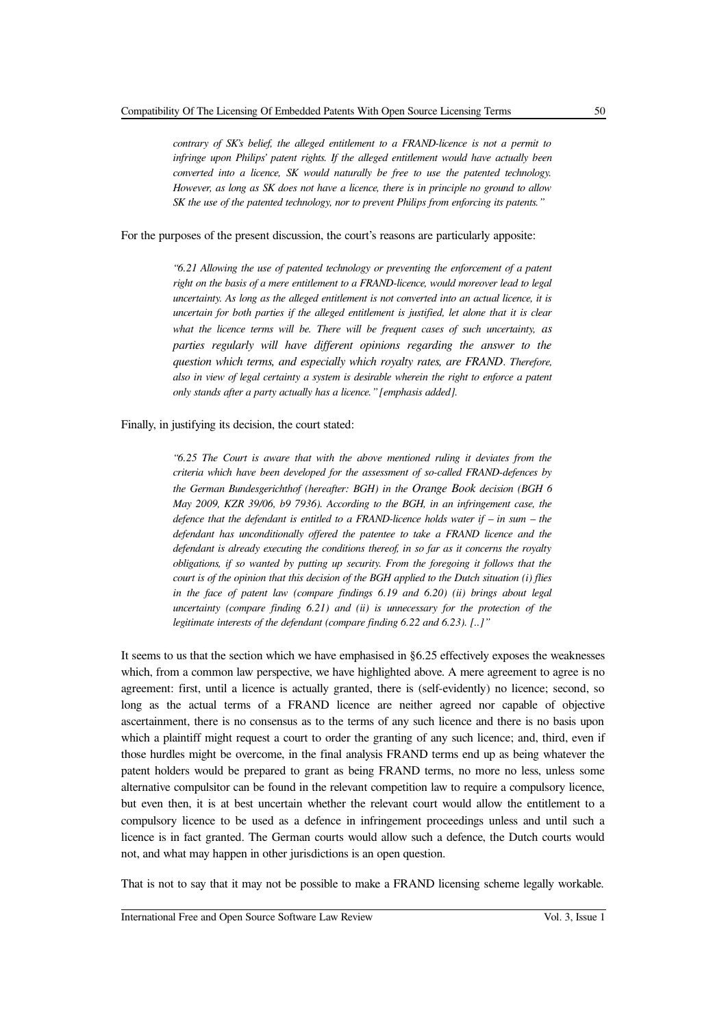*contrary of SK's belief, the alleged entitlement to a FRAND-licence is not a permit to infringe upon Philips' patent rights. If the alleged entitlement would have actually been converted into a licence, SK would naturally be free to use the patented technology. However, as long as SK does not have a licence, there is in principle no ground to allow SK the use of the patented technology, nor to prevent Philips from enforcing its patents."*

For the purposes of the present discussion, the court's reasons are particularly apposite:

> *"6.21 Allowing the use of patented technology or preventing the enforcement of a patent right on the basis of a mere entitlement to a FRAND-licence, would moreover lead to legal uncertainty. As long as the alleged entitlement is not converted into an actual licence, it is uncertain for both parties if the alleged entitlement is justified, let alone that it is clear what the licence terms will be. There will be frequent cases of such uncertainty, as parties regularly will have different opinions regarding the answer to the question which terms, and especially which royalty rates, are FRAND. Therefore, also in view of legal certainty a system is desirable wherein the right to enforce a patent only stands after a party actually has a licence." [emphasis added].*

Finally, in justifying its decision, the court stated:

> *"6.25 The Court is aware that with the above mentioned ruling it deviates from the criteria which have been developed for the assessment of so-called FRAND-defences by the German Bundesgerichthof (hereafter: BGH) in the Orange Book decision (BGH 6 May 2009, KZR 39/06, b9 7936). According to the BGH, in an infringement case, the defence that the defendant is entitled to a FRAND-licence holds water if – in sum – the defendant has unconditionally offered the patentee to take a FRAND licence and the defendant is already executing the conditions thereof, in so far as it concerns the royalty obligations, if so wanted by putting up security. From the foregoing it follows that the court is of the opinion that this decision of the BGH applied to the Dutch situation (i) flies in the face of patent law (compare findings 6.19 and 6.20) (ii) brings about legal uncertainty (compare finding 6.21) and (ii) is unnecessary for the protection of the legitimate interests of the defendant (compare finding 6.22 and 6.23). [..]"*

It seems to us that the section which we have emphasised in §6.25 effectively exposes the weaknesses which, from a common law perspective, we have highlighted above. A mere agreement to agree is no agreement: first, until a licence is actually granted, there is (self-evidently) no licence; second, so long as the actual terms of a FRAND licence are neither agreed nor capable of objective ascertainment, there is no consensus as to the terms of any such licence and there is no basis upon which a plaintiff might request a court to order the granting of any such licence; and, third, even if those hurdles might be overcome, in the final analysis FRAND terms end up as being whatever the patent holders would be prepared to grant as being FRAND terms, no more no less, unless some alternative compulsitor can be found in the relevant competition law to require a compulsory licence, but even then, it is at best uncertain whether the relevant court would allow the entitlement to a compulsory licence to be used as a defence in infringement proceedings unless and until such a licence is in fact granted. The German courts would allow such a defence, the Dutch courts would not, and what may happen in other jurisdictions is an open question.

That is not to say that it may not be possible to make a FRAND licensing scheme legally workable.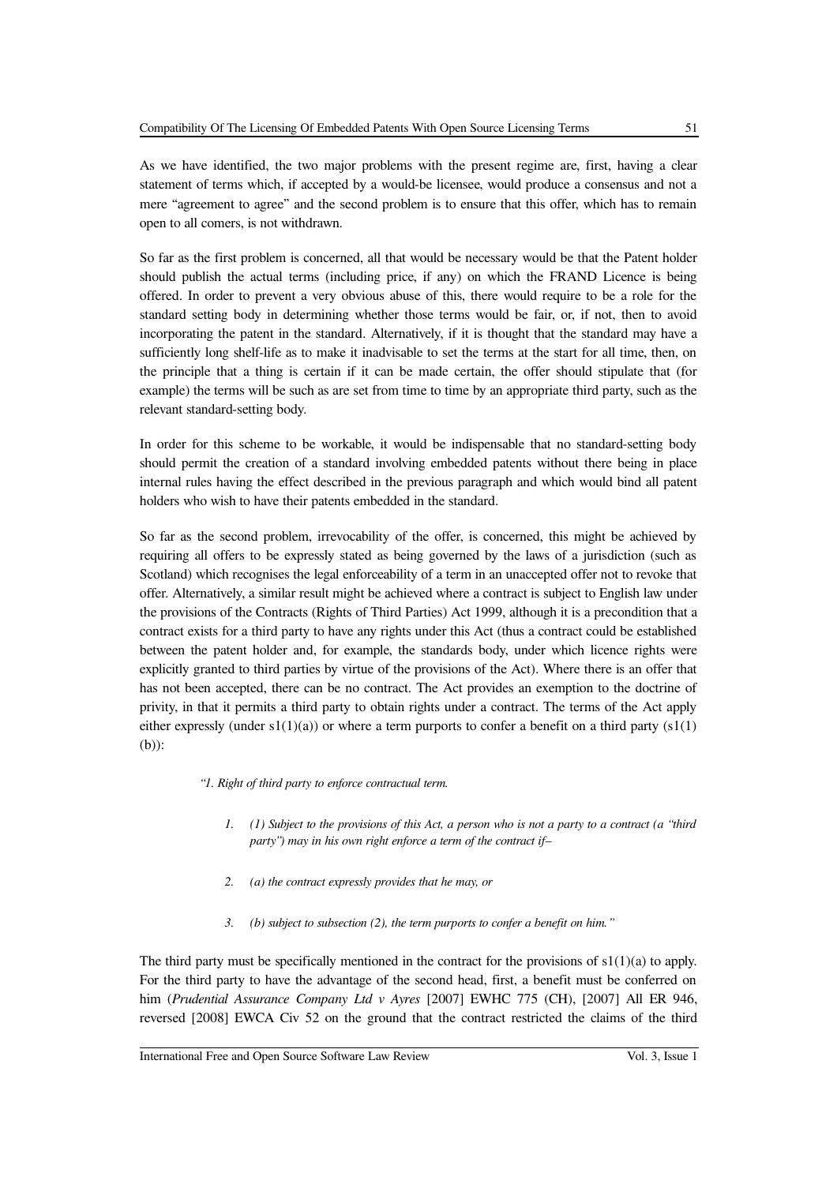As we have identified, the two major problems with the present regime are, first, having a clear statement of terms which, if accepted by a would-be licensee, would produce a consensus and not a mere "agreement to agree" and the second problem is to ensure that this offer, which has to remain open to all comers, is not withdrawn.

So far as the first problem is concerned, all that would be necessary would be that the Patent holder should publish the actual terms (including price, if any) on which the FRAND Licence is being offered. In order to prevent a very obvious abuse of this, there would require to be a role for the standard setting body in determining whether those terms would be fair, or, if not, then to avoid incorporating the patent in the standard. Alternatively, if it is thought that the standard may have a sufficiently long shelf-life as to make it inadvisable to set the terms at the start for all time, then, on the principle that a thing is certain if it can be made certain, the offer should stipulate that (for example) the terms will be such as are set from time to time by an appropriate third party, such as the relevant standard-setting body.

In order for this scheme to be workable, it would be indispensable that no standard-setting body should permit the creation of a standard involving embedded patents without there being in place internal rules having the effect described in the previous paragraph and which would bind all patent holders who wish to have their patents embedded in the standard.

So far as the second problem, irrevocability of the offer, is concerned, this might be achieved by requiring all offers to be expressly stated as being governed by the laws of a jurisdiction (such as Scotland) which recognises the legal enforceability of a term in an unaccepted offer not to revoke that offer. Alternatively, a similar result might be achieved where a contract is subject to English law under the provisions of the Contracts (Rights of Third Parties) Act 1999, although it is a precondition that a contract exists for a third party to have any rights under this Act (thus a contract could be established between the patent holder and, for example, the standards body, under which licence rights were explicitly granted to third parties by virtue of the provisions of the Act). Where there is an offer that has not been accepted, there can be no contract. The Act provides an exemption to the doctrine of privity, in that it permits a third party to obtain rights under a contract. The terms of the Act apply either expressly (under s1(1)(a)) or where a term purports to confer a benefit on a third party (s1(1)(b)):

> *"1. Right of third party to enforce contractual term.*
>
> 1. *(1) Subject to the provisions of this Act, a person who is not a party to a contract (a "third party") may in his own right enforce a term of the contract if–*
> 2. *(a) the contract expressly provides that he may, or*
> 3. *(b) subject to subsection (2), the term purports to confer a benefit on him."*

The third party must be specifically mentioned in the contract for the provisions of s1(1)(a) to apply. For the third party to have the advantage of the second head, first, a benefit must be conferred on him (*Prudential Assurance Company Ltd v Ayres* [2007] EWHC 775 (CH), [2007] All ER 946, reversed [2008] EWCA Civ 52 on the ground that the contract restricted the claims of the third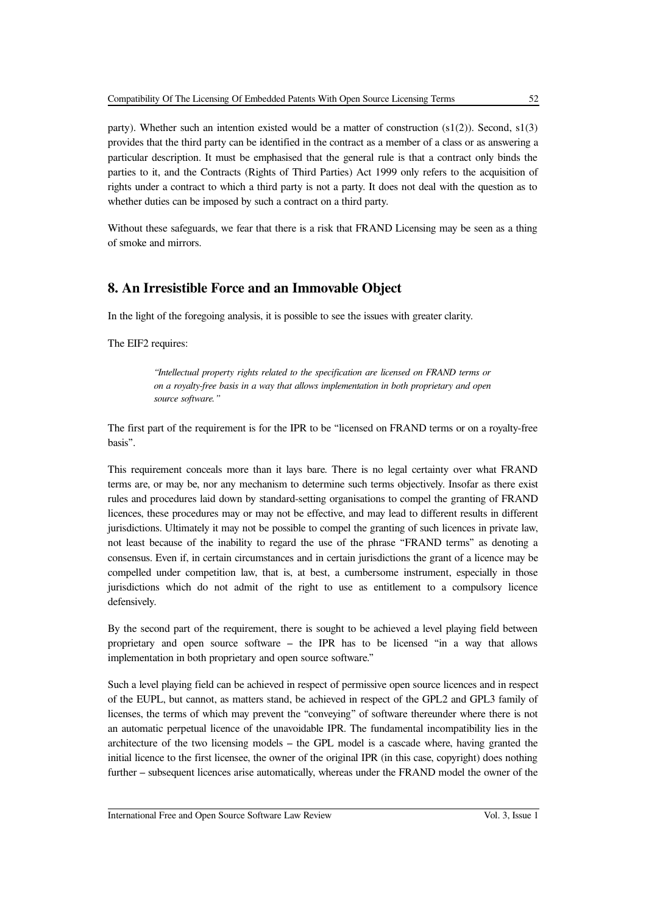party). Whether such an intention existed would be a matter of construction (s1(2)). Second, s1(3) provides that the third party can be identified in the contract as a member of a class or as answering a particular description. It must be emphasised that the general rule is that a contract only binds the parties to it, and the Contracts (Rights of Third Parties) Act 1999 only refers to the acquisition of rights under a contract to which a third party is not a party. It does not deal with the question as to whether duties can be imposed by such a contract on a third party.

Without these safeguards, we fear that there is a risk that FRAND Licensing may be seen as a thing of smoke and mirrors.

## 8. An Irresistible Force and an Immovable Object

In the light of the foregoing analysis, it is possible to see the issues with greater clarity.

The EIF2 requires:

> *"Intellectual property rights related to the specification are licensed on FRAND terms or on a royalty-free basis in a way that allows implementation in both proprietary and open source software."*

The first part of the requirement is for the IPR to be "licensed on FRAND terms or on a royalty-free basis".

This requirement conceals more than it lays bare. There is no legal certainty over what FRAND terms are, or may be, nor any mechanism to determine such terms objectively. Insofar as there exist rules and procedures laid down by standard-setting organisations to compel the granting of FRAND licences, these procedures may or may not be effective, and may lead to different results in different jurisdictions. Ultimately it may not be possible to compel the granting of such licences in private law, not least because of the inability to regard the use of the phrase "FRAND terms" as denoting a consensus. Even if, in certain circumstances and in certain jurisdictions the grant of a licence may be compelled under competition law, that is, at best, a cumbersome instrument, especially in those jurisdictions which do not admit of the right to use as entitlement to a compulsory licence defensively.

By the second part of the requirement, there is sought to be achieved a level playing field between proprietary and open source software – the IPR has to be licensed "in a way that allows implementation in both proprietary and open source software."

Such a level playing field can be achieved in respect of permissive open source licences and in respect of the EUPL, but cannot, as matters stand, be achieved in respect of the GPL2 and GPL3 family of licenses, the terms of which may prevent the "conveying" of software thereunder where there is not an automatic perpetual licence of the unavoidable IPR. The fundamental incompatibility lies in the architecture of the two licensing models – the GPL model is a cascade where, having granted the initial licence to the first licensee, the owner of the original IPR (in this case, copyright) does nothing further – subsequent licences arise automatically, whereas under the FRAND model the owner of the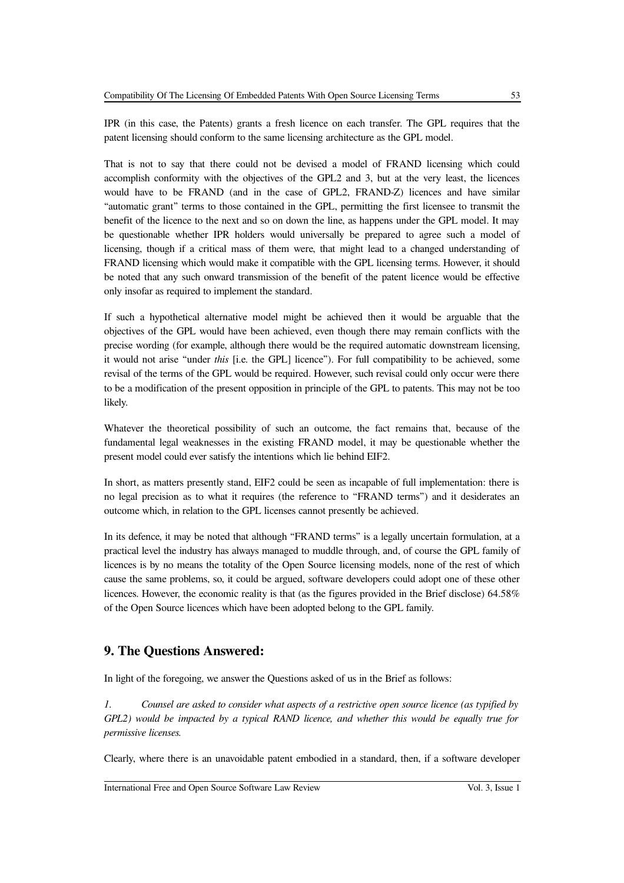IPR (in this case, the Patents) grants a fresh licence on each transfer. The GPL requires that the patent licensing should conform to the same licensing architecture as the GPL model.

That is not to say that there could not be devised a model of FRAND licensing which could accomplish conformity with the objectives of the GPL2 and 3, but at the very least, the licences would have to be FRAND (and in the case of GPL2, FRAND-Z) licences and have similar "automatic grant" terms to those contained in the GPL, permitting the first licensee to transmit the benefit of the licence to the next and so on down the line, as happens under the GPL model. It may be questionable whether IPR holders would universally be prepared to agree such a model of licensing, though if a critical mass of them were, that might lead to a changed understanding of FRAND licensing which would make it compatible with the GPL licensing terms. However, it should be noted that any such onward transmission of the benefit of the patent licence would be effective only insofar as required to implement the standard.

If such a hypothetical alternative model might be achieved then it would be arguable that the objectives of the GPL would have been achieved, even though there may remain conflicts with the precise wording (for example, although there would be the required automatic downstream licensing, it would not arise "under *this* [i.e. the GPL] licence"). For full compatibility to be achieved, some revisal of the terms of the GPL would be required. However, such revisal could only occur were there to be a modification of the present opposition in principle of the GPL to patents. This may not be too likely.

Whatever the theoretical possibility of such an outcome, the fact remains that, because of the fundamental legal weaknesses in the existing FRAND model, it may be questionable whether the present model could ever satisfy the intentions which lie behind EIF2.

In short, as matters presently stand, EIF2 could be seen as incapable of full implementation: there is no legal precision as to what it requires (the reference to "FRAND terms") and it desiderates an outcome which, in relation to the GPL licenses cannot presently be achieved.

In its defence, it may be noted that although "FRAND terms" is a legally uncertain formulation, at a practical level the industry has always managed to muddle through, and, of course the GPL family of licences is by no means the totality of the Open Source licensing models, none of the rest of which cause the same problems, so, it could be argued, software developers could adopt one of these other licences. However, the economic reality is that (as the figures provided in the Brief disclose) 64.58% of the Open Source licences which have been adopted belong to the GPL family.

## 9. The Questions Answered:

In light of the foregoing, we answer the Questions asked of us in the Brief as follows:

*1. Counsel are asked to consider what aspects of a restrictive open source licence (as typified by GPL2) would be impacted by a typical RAND licence, and whether this would be equally true for permissive licenses.*

Clearly, where there is an unavoidable patent embodied in a standard, then, if a software developer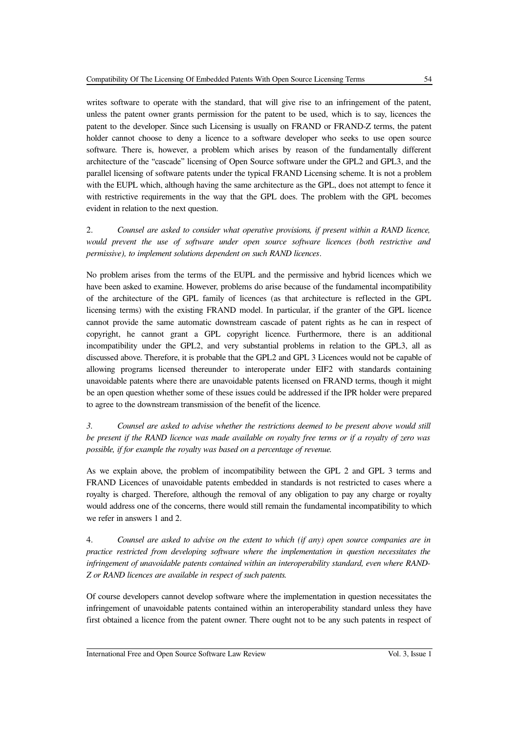writes software to operate with the standard, that will give rise to an infringement of the patent, unless the patent owner grants permission for the patent to be used, which is to say, licences the patent to the developer. Since such Licensing is usually on FRAND or FRAND-Z terms, the patent holder cannot choose to deny a licence to a software developer who seeks to use open source software. There is, however, a problem which arises by reason of the fundamentally different architecture of the "cascade" licensing of Open Source software under the GPL2 and GPL3, and the parallel licensing of software patents under the typical FRAND Licensing scheme. It is not a problem with the EUPL which, although having the same architecture as the GPL, does not attempt to fence it with restrictive requirements in the way that the GPL does. The problem with the GPL becomes evident in relation to the next question.

2. *Counsel are asked to consider what operative provisions, if present within a RAND licence, would prevent the use of software under open source software licences (both restrictive and permissive), to implement solutions dependent on such RAND licences*.

No problem arises from the terms of the EUPL and the permissive and hybrid licences which we have been asked to examine. However, problems do arise because of the fundamental incompatibility of the architecture of the GPL family of licences (as that architecture is reflected in the GPL licensing terms) with the existing FRAND model. In particular, if the granter of the GPL licence cannot provide the same automatic downstream cascade of patent rights as he can in respect of copyright, he cannot grant a GPL copyright licence. Furthermore, there is an additional incompatibility under the GPL2, and very substantial problems in relation to the GPL3, all as discussed above. Therefore, it is probable that the GPL2 and GPL 3 Licences would not be capable of allowing programs licensed thereunder to interoperate under EIF2 with standards containing unavoidable patents where there are unavoidable patents licensed on FRAND terms, though it might be an open question whether some of these issues could be addressed if the IPR holder were prepared to agree to the downstream transmission of the benefit of the licence.

3. *Counsel are asked to advise whether the restrictions deemed to be present above would still be present if the RAND licence was made available on royalty free terms or if a royalty of zero was possible, if for example the royalty was based on a percentage of revenue.*

As we explain above, the problem of incompatibility between the GPL 2 and GPL 3 terms and FRAND Licences of unavoidable patents embedded in standards is not restricted to cases where a royalty is charged. Therefore, although the removal of any obligation to pay any charge or royalty would address one of the concerns, there would still remain the fundamental incompatibility to which we refer in answers 1 and 2.

4. *Counsel are asked to advise on the extent to which (if any) open source companies are in practice restricted from developing software where the implementation in question necessitates the infringement of unavoidable patents contained within an interoperability standard, even where RAND-Z or RAND licences are available in respect of such patents.*

Of course developers cannot develop software where the implementation in question necessitates the infringement of unavoidable patents contained within an interoperability standard unless they have first obtained a licence from the patent owner. There ought not to be any such patents in respect of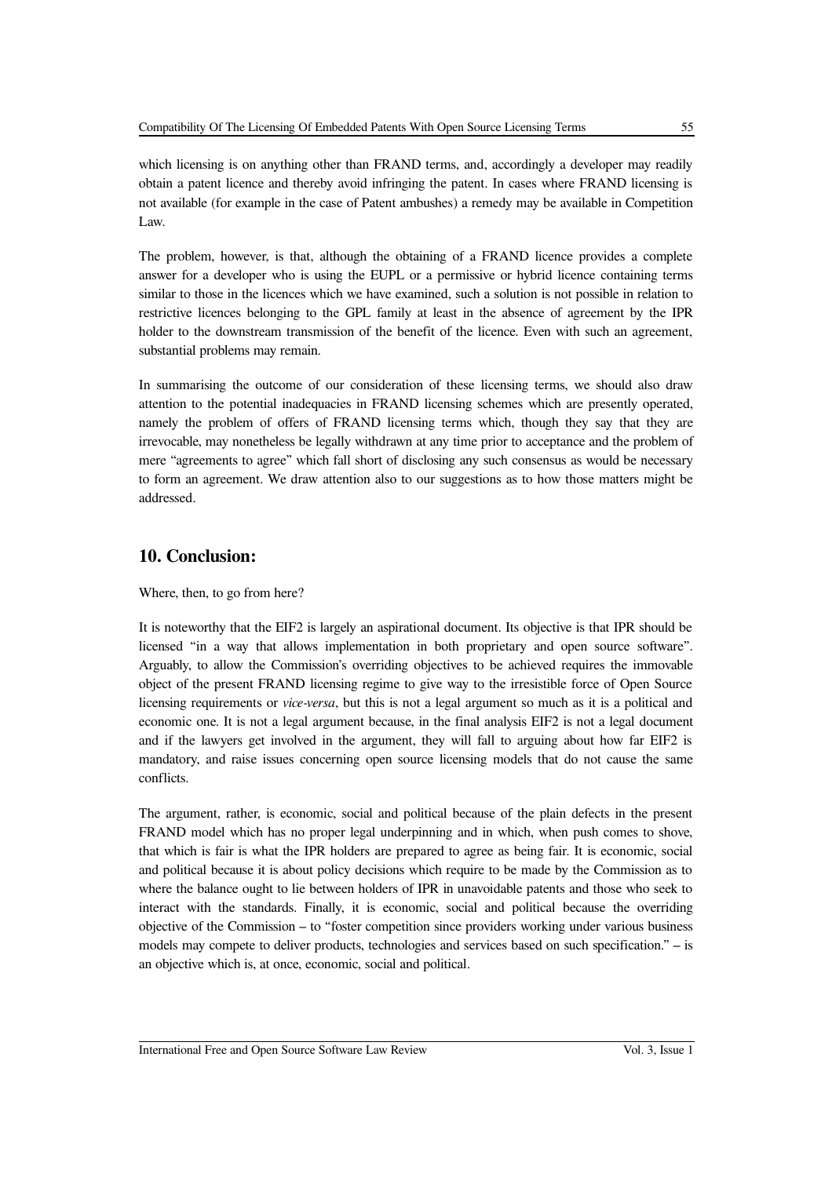which licensing is on anything other than FRAND terms, and, accordingly a developer may readily obtain a patent licence and thereby avoid infringing the patent. In cases where FRAND licensing is not available (for example in the case of Patent ambushes) a remedy may be available in Competition Law.

The problem, however, is that, although the obtaining of a FRAND licence provides a complete answer for a developer who is using the EUPL or a permissive or hybrid licence containing terms similar to those in the licences which we have examined, such a solution is not possible in relation to restrictive licences belonging to the GPL family at least in the absence of agreement by the IPR holder to the downstream transmission of the benefit of the licence. Even with such an agreement, substantial problems may remain.

In summarising the outcome of our consideration of these licensing terms, we should also draw attention to the potential inadequacies in FRAND licensing schemes which are presently operated, namely the problem of offers of FRAND licensing terms which, though they say that they are irrevocable, may nonetheless be legally withdrawn at any time prior to acceptance and the problem of mere "agreements to agree" which fall short of disclosing any such consensus as would be necessary to form an agreement. We draw attention also to our suggestions as to how those matters might be addressed.

## 10. Conclusion:

Where, then, to go from here?

It is noteworthy that the EIF2 is largely an aspirational document. Its objective is that IPR should be licensed "in a way that allows implementation in both proprietary and open source software". Arguably, to allow the Commission's overriding objectives to be achieved requires the immovable object of the present FRAND licensing regime to give way to the irresistible force of Open Source licensing requirements or *vice-versa*, but this is not a legal argument so much as it is a political and economic one. It is not a legal argument because, in the final analysis EIF2 is not a legal document and if the lawyers get involved in the argument, they will fall to arguing about how far EIF2 is mandatory, and raise issues concerning open source licensing models that do not cause the same conflicts.

The argument, rather, is economic, social and political because of the plain defects in the present FRAND model which has no proper legal underpinning and in which, when push comes to shove, that which is fair is what the IPR holders are prepared to agree as being fair. It is economic, social and political because it is about policy decisions which require to be made by the Commission as to where the balance ought to lie between holders of IPR in unavoidable patents and those who seek to interact with the standards. Finally, it is economic, social and political because the overriding objective of the Commission – to "foster competition since providers working under various business models may compete to deliver products, technologies and services based on such specification." – is an objective which is, at once, economic, social and political.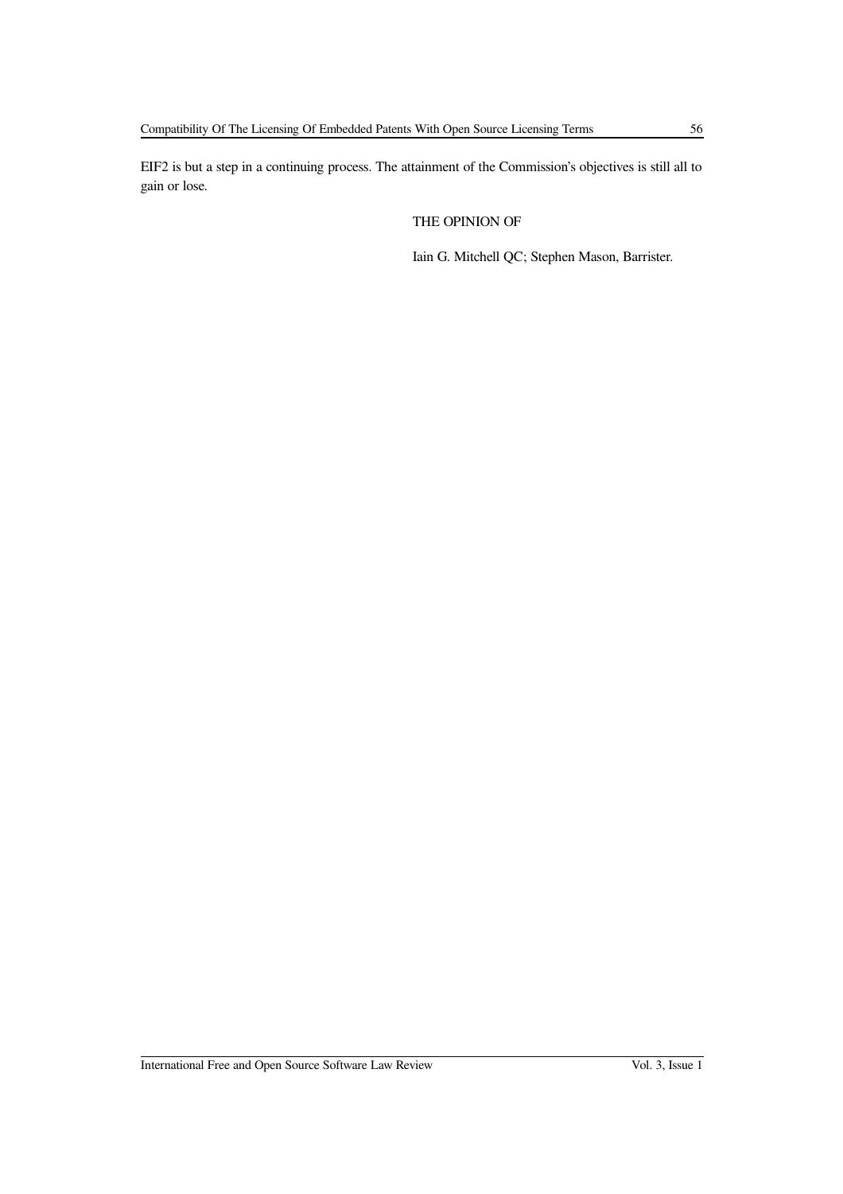EIF2 is but a step in a continuing process. The attainment of the Commission's objectives is still all to gain or lose.

THE OPINION OF

Iain G. Mitchell QC; Stephen Mason, Barrister.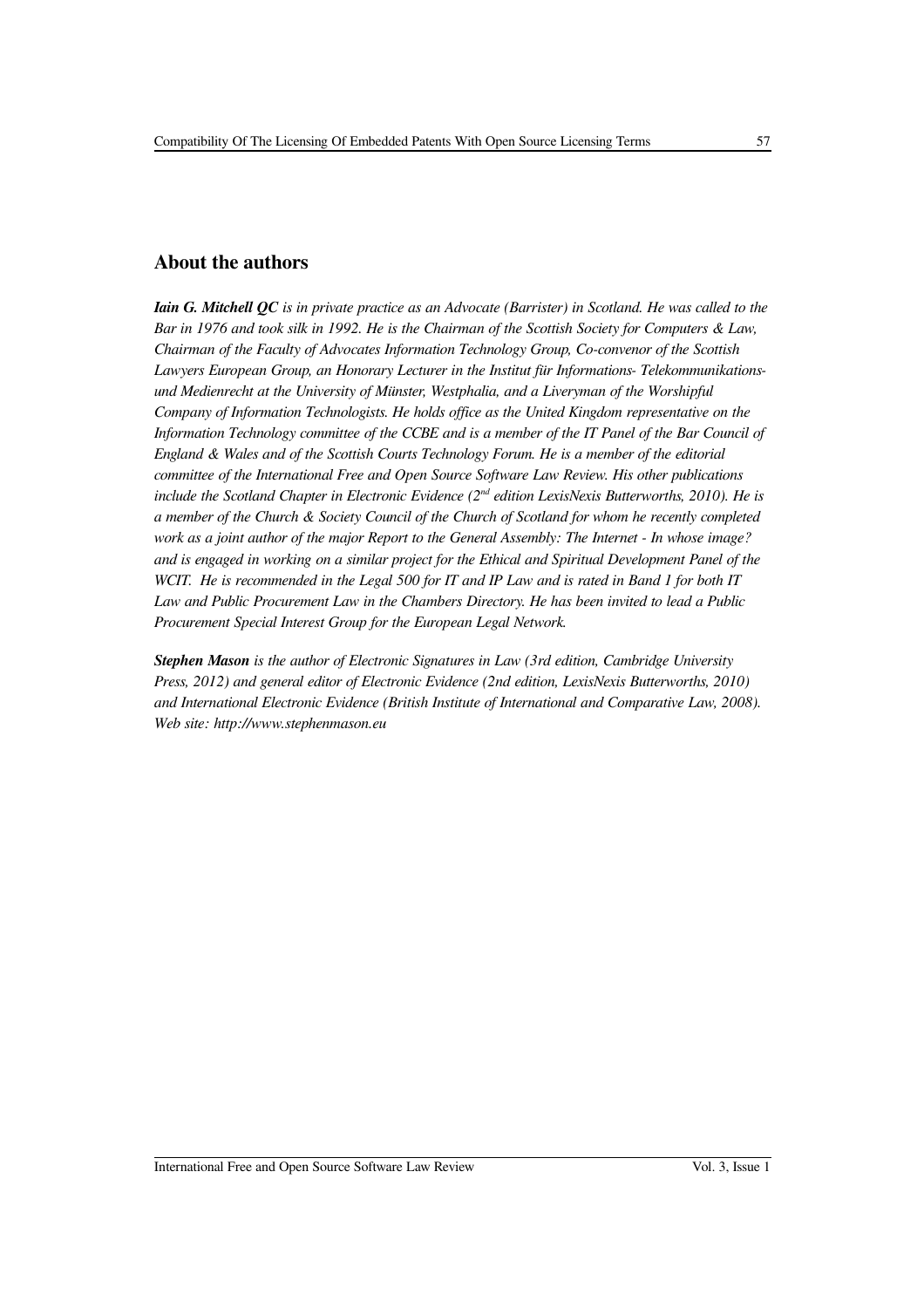## About the authors

***Iain G. Mitchell QC*** *is in private practice as an Advocate (Barrister) in Scotland. He was called to the Bar in 1976 and took silk in 1992. He is the Chairman of the Scottish Society for Computers & Law, Chairman of the Faculty of Advocates Information Technology Group, Co-convenor of the Scottish Lawyers European Group, an Honorary Lecturer in the Institut für Informations- Telekommunikations- und Medienrecht at the University of Münster, Westphalia, and a Liveryman of the Worshipful Company of Information Technologists. He holds office as the United Kingdom representative on the Information Technology committee of the CCBE and is a member of the IT Panel of the Bar Council of England & Wales and of the Scottish Courts Technology Forum. He is a member of the editorial committee of the International Free and Open Source Software Law Review. His other publications include the Scotland Chapter in Electronic Evidence (2nd edition LexisNexis Butterworths, 2010). He is a member of the Church & Society Council of the Church of Scotland for whom he recently completed work as a joint author of the major Report to the General Assembly: The Internet - In whose image? and is engaged in working on a similar project for the Ethical and Spiritual Development Panel of the WCIT. He is recommended in the Legal 500 for IT and IP Law and is rated in Band 1 for both IT Law and Public Procurement Law in the Chambers Directory. He has been invited to lead a Public Procurement Special Interest Group for the European Legal Network.*

***Stephen Mason*** *is the author of Electronic Signatures in Law (3rd edition, Cambridge University Press, 2012) and general editor of Electronic Evidence (2nd edition, LexisNexis Butterworths, 2010) and International Electronic Evidence (British Institute of International and Comparative Law, 2008). Web site: http://www.stephenmason.eu*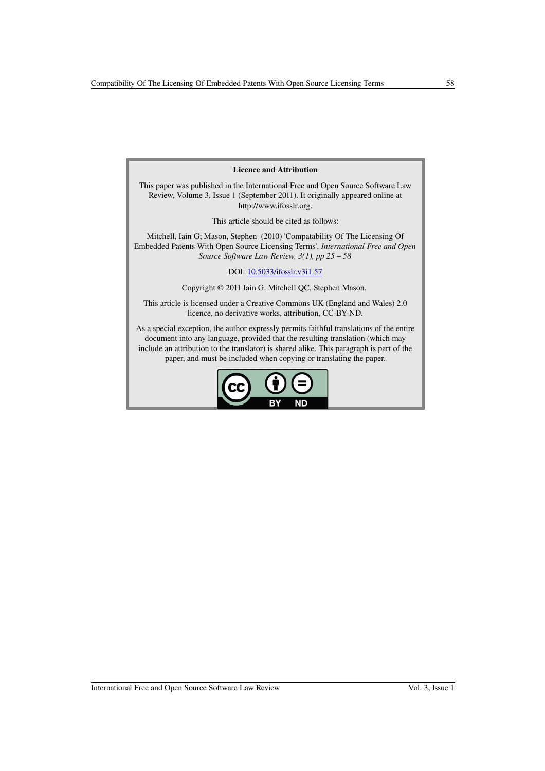**Licence and Attribution**

This paper was published in the International Free and Open Source Software Law Review, Volume 3, Issue 1 (September 2011). It originally appeared online at http://www.ifosslr.org.

This article should be cited as follows:

Mitchell, Iain G; Mason, Stephen (2010) 'Compatability Of The Licensing Of Embedded Patents With Open Source Licensing Terms', *International Free and Open Source Software Law Review, 3(1), pp 25 – 58*

DOI: [10.5033/ifosslr.v3i1.57](10.5033/ifosslr.v3i1.57)

Copyright © 2011 Iain G. Mitchell QC, Stephen Mason.

This article is licensed under a Creative Commons UK (England and Wales) 2.0 licence, no derivative works, attribution, CC-BY-ND.

As a special exception, the author expressly permits faithful translations of the entire document into any language, provided that the resulting translation (which may include an attribution to the translator) is shared alike. This paragraph is part of the paper, and must be included when copying or translating the paper.